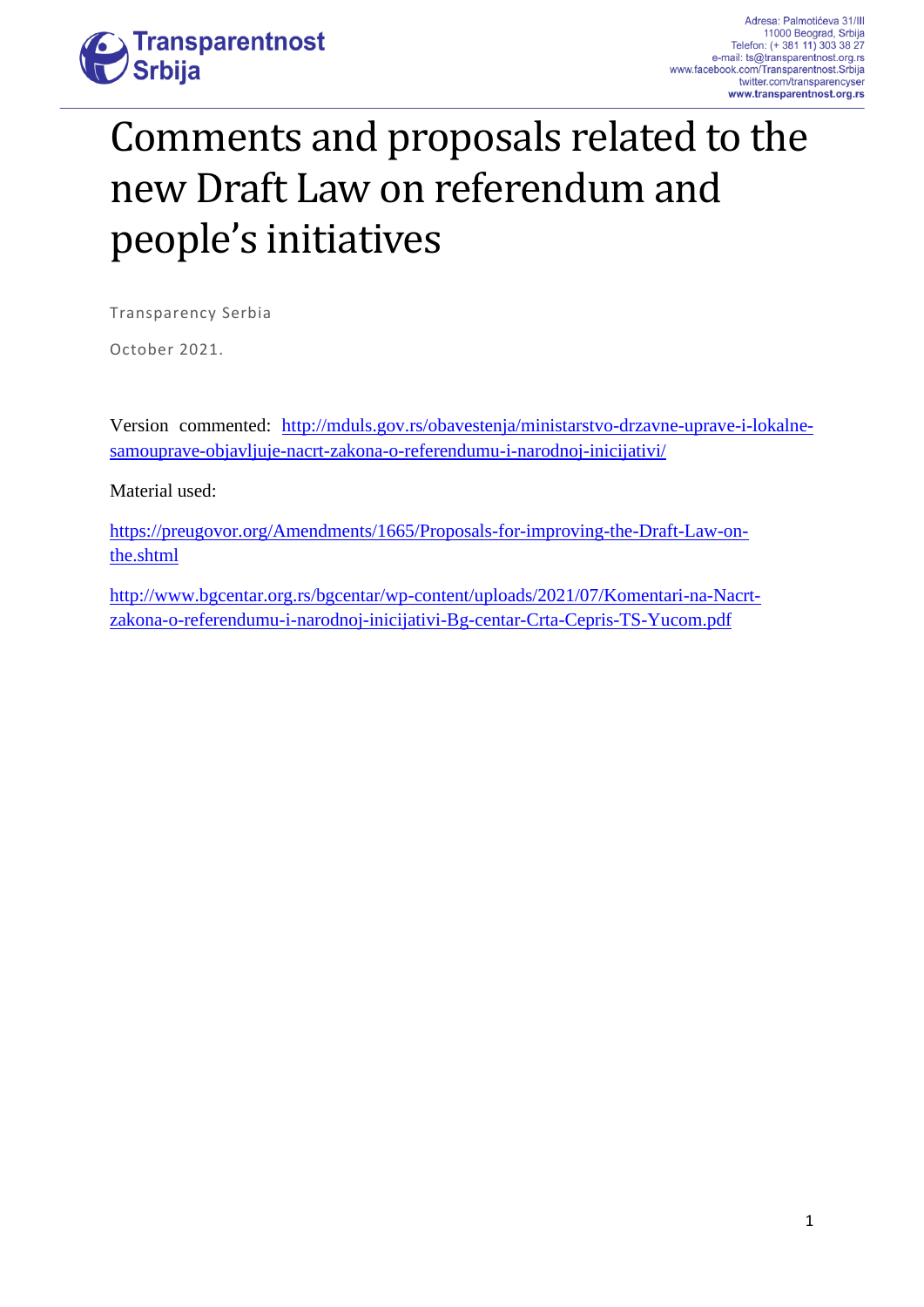# Comments and proposals related to the new Draft Law on referendum and people's initiatives

Transparency Serbia

October 2021.

Version commented: http://mduls.gov.rs/obavestenja/ministarstvo-drzavne-uprave-i-lokalne-samouprave-objavljuje-nacrt-zakona-o-referendumu-i-narodnoj-inicijativi/

Material used:

https://preugovor.org/Amendments/1665/Proposals-for-improving-the-Draft-Law-on-the.shtml

http://www.bgcentar.org.rs/bgcentar/wp-content/uploads/2021/07/Komentari-na-Nacrt-zakona-o-referendumu-i-narodnoj-inicijativi-Bg-centar-Crta-Cepris-TS-Yucom.pdf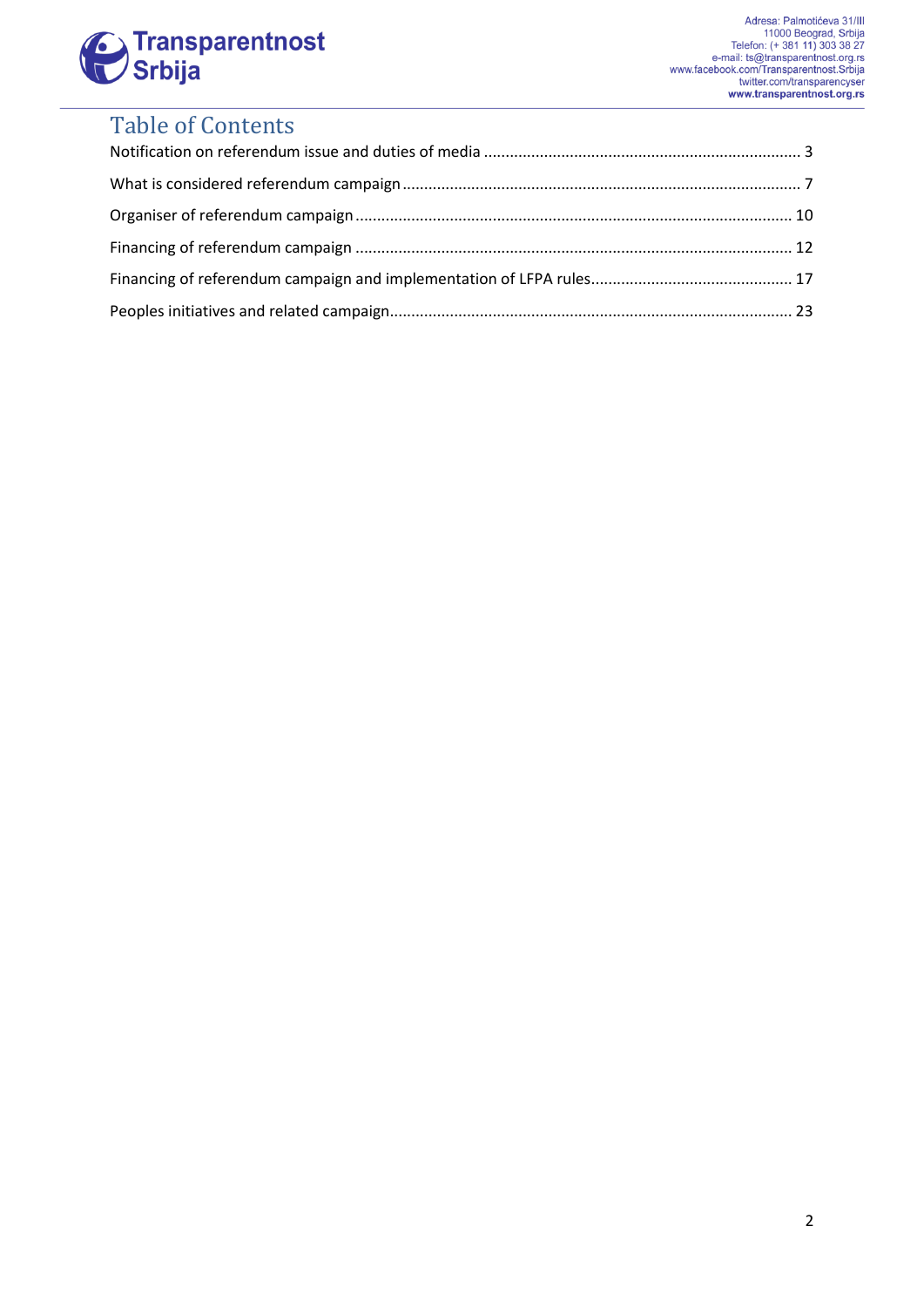# Table of Contents

Notification on referendum issue and duties of media ........................................................................ 3

What is considered referendum campaign ........................................................................................... 7

Organiser of referendum campaign ..................................................................................................... 10

Financing of referendum campaign ..................................................................................................... 12

Financing of referendum campaign and implementation of LFPA rules .............................................. 17

Peoples initiatives and related campaign ............................................................................................ 23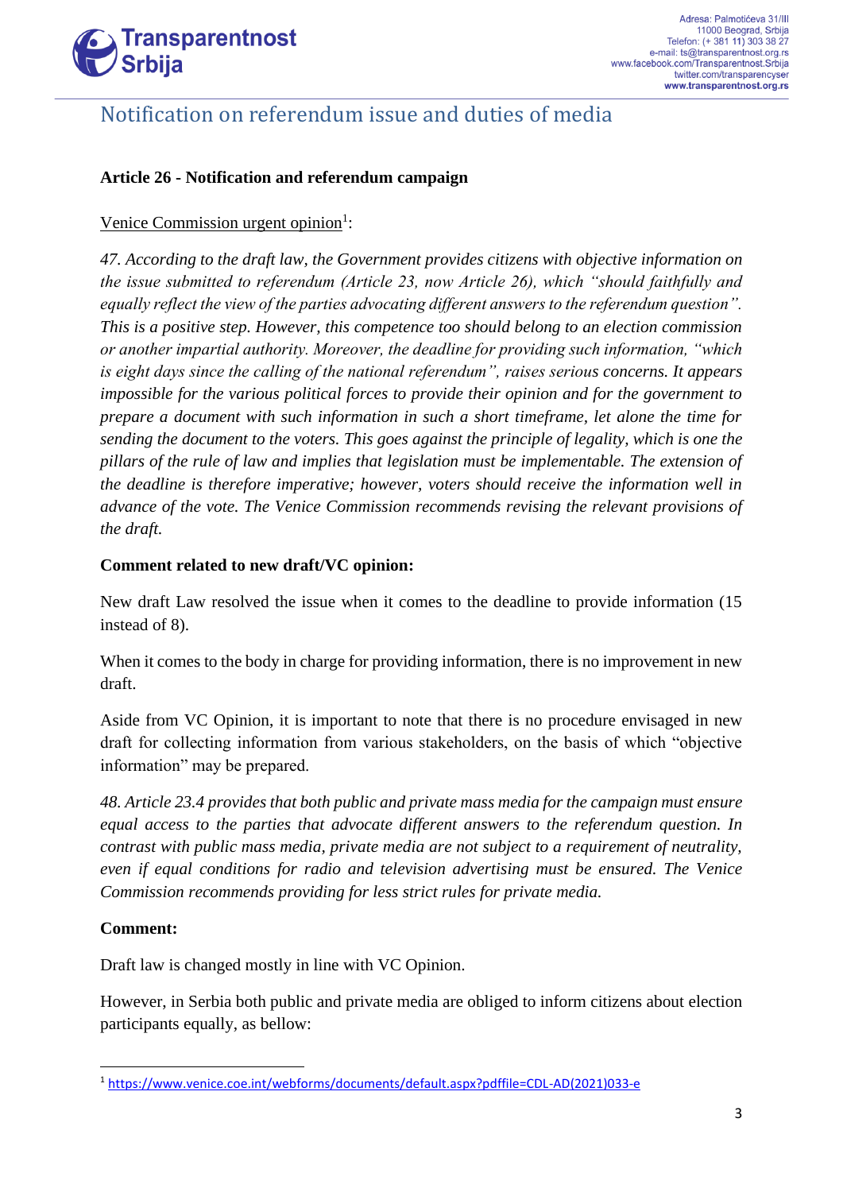## Notification on referendum issue and duties of media

### Article 26 - Notification and referendum campaign

Venice Commission urgent opinion[1]:

*47. According to the draft law, the Government provides citizens with objective information on the issue submitted to referendum (Article 23, now Article 26), which "should faithfully and equally reflect the view of the parties advocating different answers to the referendum question". This is a positive step. However, this competence too should belong to an election commission or another impartial authority. Moreover, the deadline for providing such information, "which is eight days since the calling of the national referendum", raises serious concerns. It appears impossible for the various political forces to provide their opinion and for the government to prepare a document with such information in such a short timeframe, let alone the time for sending the document to the voters. This goes against the principle of legality, which is one the pillars of the rule of law and implies that legislation must be implementable. The extension of the deadline is therefore imperative; however, voters should receive the information well in advance of the vote. The Venice Commission recommends revising the relevant provisions of the draft.*

**Comment related to new draft/VC opinion:**

New draft Law resolved the issue when it comes to the deadline to provide information (15 instead of 8).

When it comes to the body in charge for providing information, there is no improvement in new draft.

Aside from VC Opinion, it is important to note that there is no procedure envisaged in new draft for collecting information from various stakeholders, on the basis of which "objective information" may be prepared.

*48. Article 23.4 provides that both public and private mass media for the campaign must ensure equal access to the parties that advocate different answers to the referendum question. In contrast with public mass media, private media are not subject to a requirement of neutrality, even if equal conditions for radio and television advertising must be ensured. The Venice Commission recommends providing for less strict rules for private media.*

**Comment:**

Draft law is changed mostly in line with VC Opinion.

However, in Serbia both public and private media are obliged to inform citizens about election participants equally, as bellow:

---

[1] https://www.venice.coe.int/webforms/documents/default.aspx?pdffile=CDL-AD(2021)033-e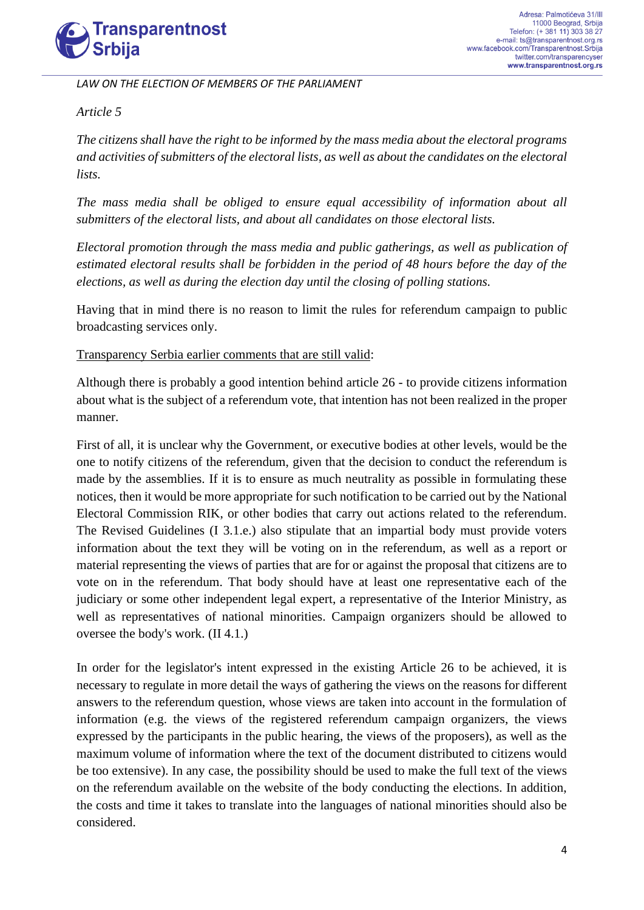*LAW ON THE ELECTION OF MEMBERS OF THE PARLIAMENT*

*Article 5*

*The citizens shall have the right to be informed by the mass media about the electoral programs and activities of submitters of the electoral lists, as well as about the candidates on the electoral lists.*

*The mass media shall be obliged to ensure equal accessibility of information about all submitters of the electoral lists, and about all candidates on those electoral lists.*

*Electoral promotion through the mass media and public gatherings, as well as publication of estimated electoral results shall be forbidden in the period of 48 hours before the day of the elections, as well as during the election day until the closing of polling stations.*

Having that in mind there is no reason to limit the rules for referendum campaign to public broadcasting services only.

<u>Transparency Serbia earlier comments that are still valid</u>:

Although there is probably a good intention behind article 26 - to provide citizens information about what is the subject of a referendum vote, that intention has not been realized in the proper manner.

First of all, it is unclear why the Government, or executive bodies at other levels, would be the one to notify citizens of the referendum, given that the decision to conduct the referendum is made by the assemblies. If it is to ensure as much neutrality as possible in formulating these notices, then it would be more appropriate for such notification to be carried out by the National Electoral Commission RIK, or other bodies that carry out actions related to the referendum. The Revised Guidelines (I 3.1.e.) also stipulate that an impartial body must provide voters information about the text they will be voting on in the referendum, as well as a report or material representing the views of parties that are for or against the proposal that citizens are to vote on in the referendum. That body should have at least one representative each of the judiciary or some other independent legal expert, a representative of the Interior Ministry, as well as representatives of national minorities. Campaign organizers should be allowed to oversee the body's work. (II 4.1.)

In order for the legislator's intent expressed in the existing Article 26 to be achieved, it is necessary to regulate in more detail the ways of gathering the views on the reasons for different answers to the referendum question, whose views are taken into account in the formulation of information (e.g. the views of the registered referendum campaign organizers, the views expressed by the participants in the public hearing, the views of the proposers), as well as the maximum volume of information where the text of the document distributed to citizens would be too extensive). In any case, the possibility should be used to make the full text of the views on the referendum available on the website of the body conducting the elections. In addition, the costs and time it takes to translate into the languages of national minorities should also be considered.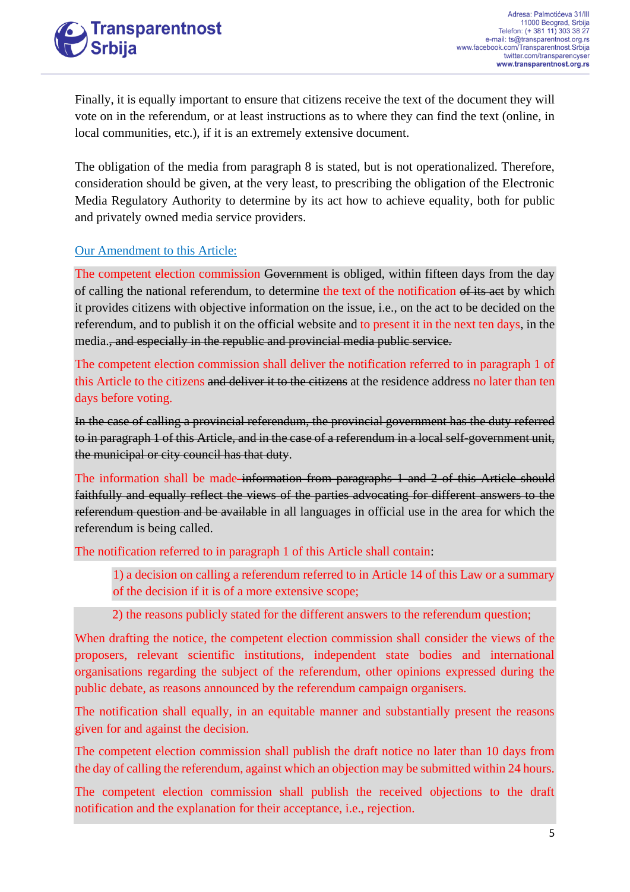Finally, it is equally important to ensure that citizens receive the text of the document they will vote on in the referendum, or at least instructions as to where they can find the text (online, in local communities, etc.), if it is an extremely extensive document.

The obligation of the media from paragraph 8 is stated, but is not operationalized. Therefore, consideration should be given, at the very least, to prescribing the obligation of the Electronic Media Regulatory Authority to determine by its act how to achieve equality, both for public and privately owned media service providers.

Our Amendment to this Article:

The competent election commission ~~Government~~ is obliged, within fifteen days from the day of calling the national referendum, to determine the text of the notification ~~of its act~~ by which it provides citizens with objective information on the issue, i.e., on the act to be decided on the referendum, and to publish it on the official website and to present it in the next ten days, in the media.~~, and especially in the republic and provincial media public service.~~

The competent election commission shall deliver the notification referred to in paragraph 1 of this Article to the citizens ~~and deliver it to the citizens~~ at the residence address no later than ten days before voting.

~~In the case of calling a provincial referendum, the provincial government has the duty referred to in paragraph 1 of this Article, and in the case of a referendum in a local self-government unit, the municipal or city council has that duty~~.

The information shall be made ~~information from paragraphs 1 and 2 of this Article should faithfully and equally reflect the views of the parties advocating for different answers to the referendum question and be available~~ in all languages in official use in the area for which the referendum is being called.

The notification referred to in paragraph 1 of this Article shall contain:

1) a decision on calling a referendum referred to in Article 14 of this Law or a summary of the decision if it is of a more extensive scope;

2) the reasons publicly stated for the different answers to the referendum question;

When drafting the notice, the competent election commission shall consider the views of the proposers, relevant scientific institutions, independent state bodies and international organisations regarding the subject of the referendum, other opinions expressed during the public debate, as reasons announced by the referendum campaign organisers.

The notification shall equally, in an equitable manner and substantially present the reasons given for and against the decision.

The competent election commission shall publish the draft notice no later than 10 days from the day of calling the referendum, against which an objection may be submitted within 24 hours.

The competent election commission shall publish the received objections to the draft notification and the explanation for their acceptance, i.e., rejection.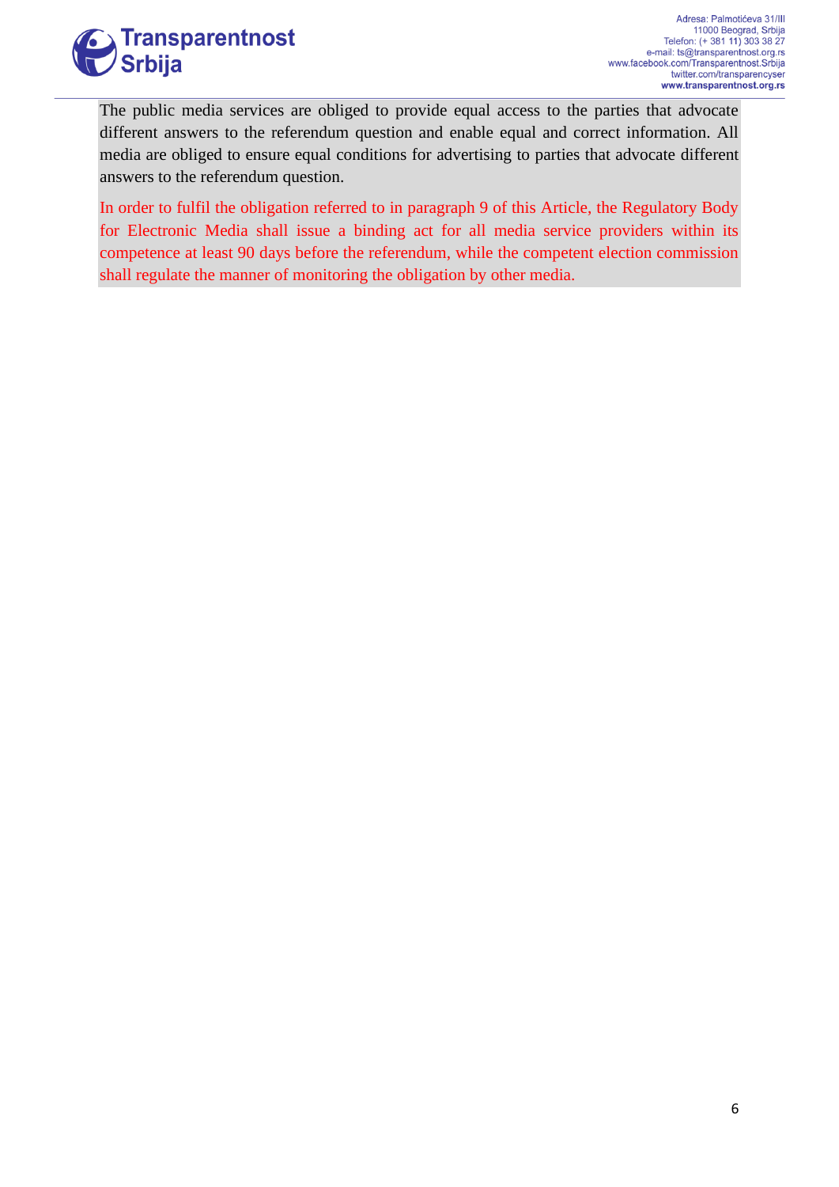The public media services are obliged to provide equal access to the parties that advocate different answers to the referendum question and enable equal and correct information. All media are obliged to ensure equal conditions for advertising to parties that advocate different answers to the referendum question.

In order to fulfil the obligation referred to in paragraph 9 of this Article, the Regulatory Body for Electronic Media shall issue a binding act for all media service providers within its competence at least 90 days before the referendum, while the competent election commission shall regulate the manner of monitoring the obligation by other media.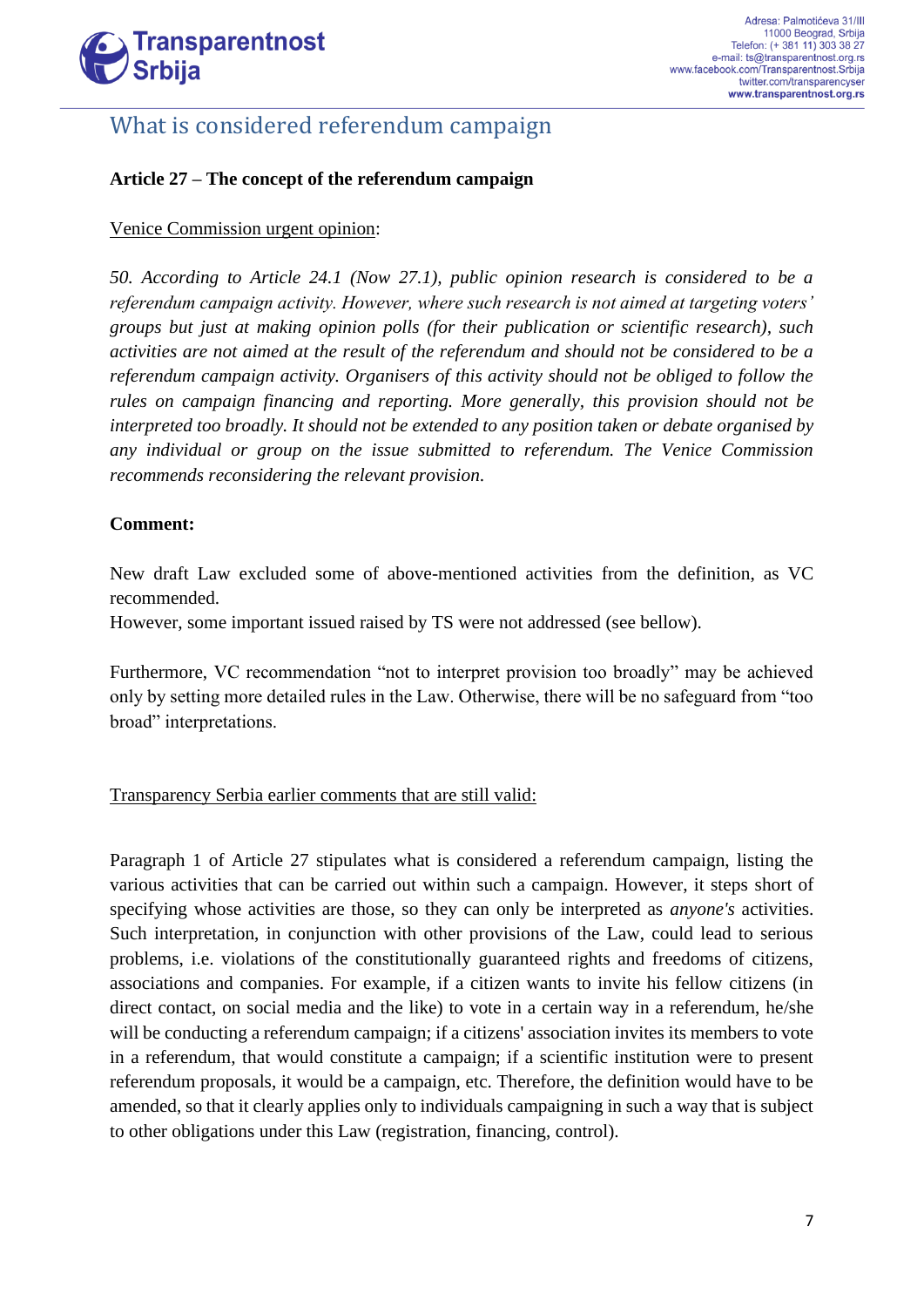## What is considered referendum campaign

**Article 27 – The concept of the referendum campaign**

Venice Commission urgent opinion:

*50. According to Article 24.1 (Now 27.1), public opinion research is considered to be a referendum campaign activity. However, where such research is not aimed at targeting voters' groups but just at making opinion polls (for their publication or scientific research), such activities are not aimed at the result of the referendum and should not be considered to be a referendum campaign activity. Organisers of this activity should not be obliged to follow the rules on campaign financing and reporting. More generally, this provision should not be interpreted too broadly. It should not be extended to any position taken or debate organised by any individual or group on the issue submitted to referendum. The Venice Commission recommends reconsidering the relevant provision.*

**Comment:**

New draft Law excluded some of above-mentioned activities from the definition, as VC recommended.
However, some important issued raised by TS were not addressed (see bellow).

Furthermore, VC recommendation "not to interpret provision too broadly" may be achieved only by setting more detailed rules in the Law. Otherwise, there will be no safeguard from "too broad" interpretations.

Transparency Serbia earlier comments that are still valid:

Paragraph 1 of Article 27 stipulates what is considered a referendum campaign, listing the various activities that can be carried out within such a campaign. However, it steps short of specifying whose activities are those, so they can only be interpreted as *anyone's* activities. Such interpretation, in conjunction with other provisions of the Law, could lead to serious problems, i.e. violations of the constitutionally guaranteed rights and freedoms of citizens, associations and companies. For example, if a citizen wants to invite his fellow citizens (in direct contact, on social media and the like) to vote in a certain way in a referendum, he/she will be conducting a referendum campaign; if a citizens' association invites its members to vote in a referendum, that would constitute a campaign; if a scientific institution were to present referendum proposals, it would be a campaign, etc. Therefore, the definition would have to be amended, so that it clearly applies only to individuals campaigning in such a way that is subject to other obligations under this Law (registration, financing, control).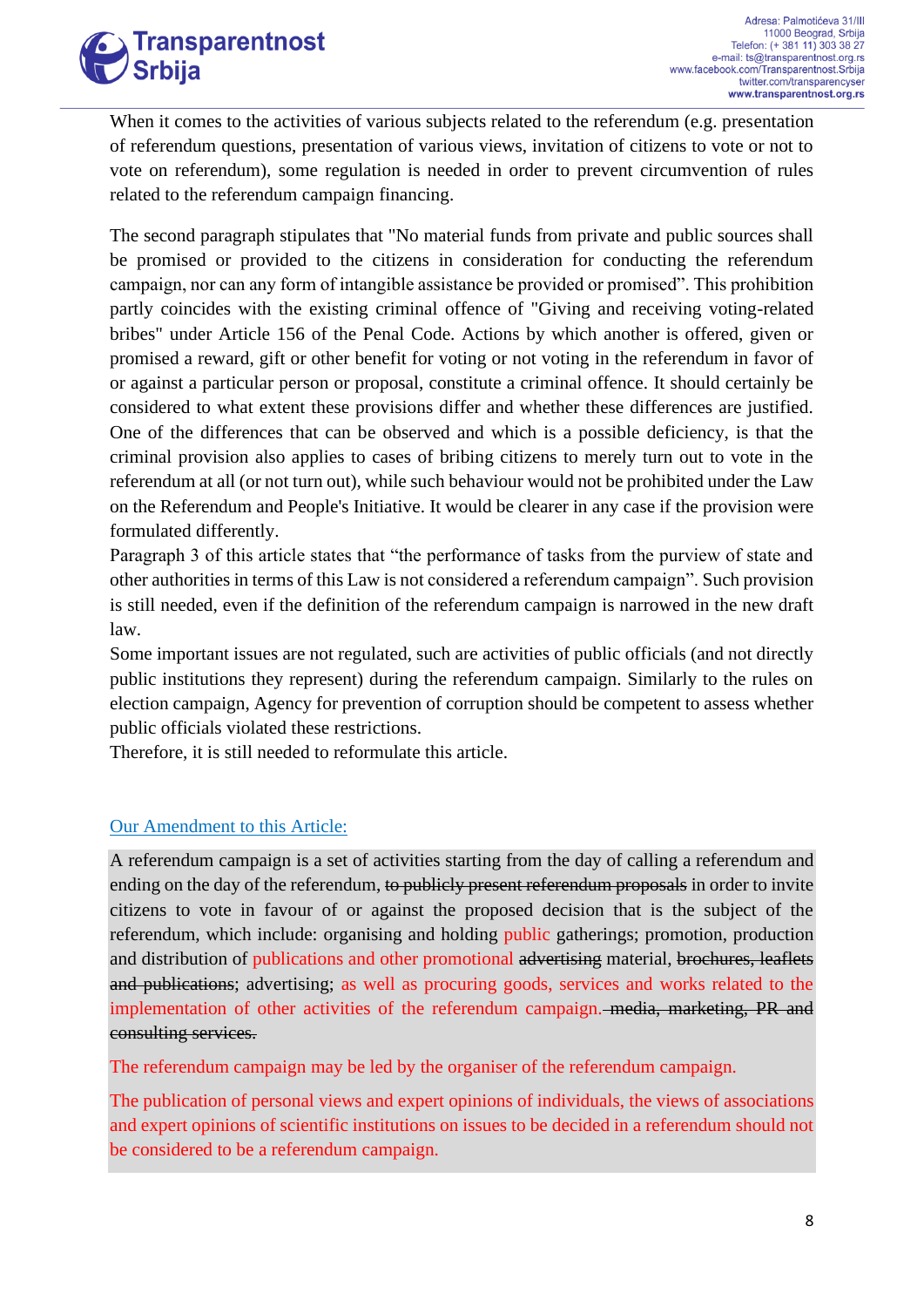When it comes to the activities of various subjects related to the referendum (e.g. presentation of referendum questions, presentation of various views, invitation of citizens to vote or not to vote on referendum), some regulation is needed in order to prevent circumvention of rules related to the referendum campaign financing.

The second paragraph stipulates that "No material funds from private and public sources shall be promised or provided to the citizens in consideration for conducting the referendum campaign, nor can any form of intangible assistance be provided or promised". This prohibition partly coincides with the existing criminal offence of "Giving and receiving voting-related bribes" under Article 156 of the Penal Code. Actions by which another is offered, given or promised a reward, gift or other benefit for voting or not voting in the referendum in favor of or against a particular person or proposal, constitute a criminal offence. It should certainly be considered to what extent these provisions differ and whether these differences are justified. One of the differences that can be observed and which is a possible deficiency, is that the criminal provision also applies to cases of bribing citizens to merely turn out to vote in the referendum at all (or not turn out), while such behaviour would not be prohibited under the Law on the Referendum and People's Initiative. It would be clearer in any case if the provision were formulated differently.

Paragraph 3 of this article states that "the performance of tasks from the purview of state and other authorities in terms of this Law is not considered a referendum campaign". Such provision is still needed, even if the definition of the referendum campaign is narrowed in the new draft law.

Some important issues are not regulated, such are activities of public officials (and not directly public institutions they represent) during the referendum campaign. Similarly to the rules on election campaign, Agency for prevention of corruption should be competent to assess whether public officials violated these restrictions.

Therefore, it is still needed to reformulate this article.

Our Amendment to this Article:

A referendum campaign is a set of activities starting from the day of calling a referendum and ending on the day of the referendum, ~~to publicly present referendum proposals~~ in order to invite citizens to vote in favour of or against the proposed decision that is the subject of the referendum, which include: organising and holding public gatherings; promotion, production and distribution of publications and other promotional ~~advertising~~ material, ~~brochures, leaflets and publications~~; advertising; as well as procuring goods, services and works related to the implementation of other activities of the referendum campaign. ~~media, marketing, PR and consulting services.~~

The referendum campaign may be led by the organiser of the referendum campaign.

The publication of personal views and expert opinions of individuals, the views of associations and expert opinions of scientific institutions on issues to be decided in a referendum should not be considered to be a referendum campaign.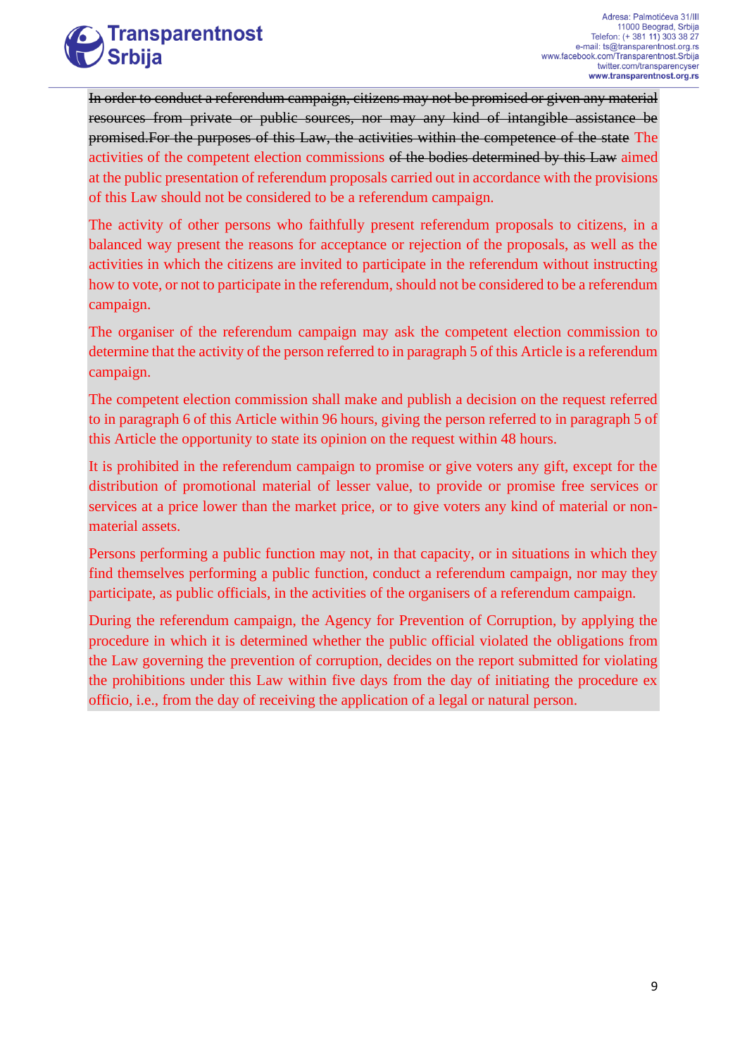~~In order to conduct a referendum campaign, citizens may not be promised or given any material resources from private or public sources, nor may any kind of intangible assistance be promised.For the purposes of this Law, the activities within the competence of the state~~ The activities of the competent election commissions ~~of the bodies determined by this Law~~ aimed at the public presentation of referendum proposals carried out in accordance with the provisions of this Law should not be considered to be a referendum campaign.

The activity of other persons who faithfully present referendum proposals to citizens, in a balanced way present the reasons for acceptance or rejection of the proposals, as well as the activities in which the citizens are invited to participate in the referendum without instructing how to vote, or not to participate in the referendum, should not be considered to be a referendum campaign.

The organiser of the referendum campaign may ask the competent election commission to determine that the activity of the person referred to in paragraph 5 of this Article is a referendum campaign.

The competent election commission shall make and publish a decision on the request referred to in paragraph 6 of this Article within 96 hours, giving the person referred to in paragraph 5 of this Article the opportunity to state its opinion on the request within 48 hours.

It is prohibited in the referendum campaign to promise or give voters any gift, except for the distribution of promotional material of lesser value, to provide or promise free services or services at a price lower than the market price, or to give voters any kind of material or non-material assets.

Persons performing a public function may not, in that capacity, or in situations in which they find themselves performing a public function, conduct a referendum campaign, nor may they participate, as public officials, in the activities of the organisers of a referendum campaign.

During the referendum campaign, the Agency for Prevention of Corruption, by applying the procedure in which it is determined whether the public official violated the obligations from the Law governing the prevention of corruption, decides on the report submitted for violating the prohibitions under this Law within five days from the day of initiating the procedure ex officio, i.e., from the day of receiving the application of a legal or natural person.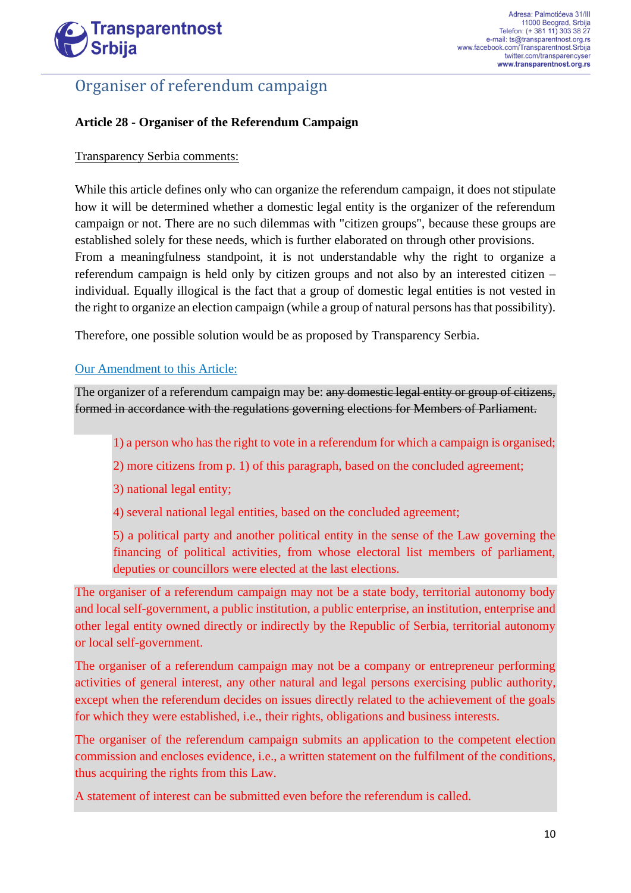## Organiser of referendum campaign

**Article 28 - Organiser of the Referendum Campaign**

Transparency Serbia comments:

While this article defines only who can organize the referendum campaign, it does not stipulate how it will be determined whether a domestic legal entity is the organizer of the referendum campaign or not. There are no such dilemmas with "citizen groups", because these groups are established solely for these needs, which is further elaborated on through other provisions.
From a meaningfulness standpoint, it is not understandable why the right to organize a referendum campaign is held only by citizen groups and not also by an interested citizen – individual. Equally illogical is the fact that a group of domestic legal entities is not vested in the right to organize an election campaign (while a group of natural persons has that possibility).

Therefore, one possible solution would be as proposed by Transparency Serbia.

Our Amendment to this Article:

The organizer of a referendum campaign may be: ~~any domestic legal entity or group of citizens, formed in accordance with the regulations governing elections for Members of Parliament.~~

1) a person who has the right to vote in a referendum for which a campaign is organised;

2) more citizens from p. 1) of this paragraph, based on the concluded agreement;

3) national legal entity;

4) several national legal entities, based on the concluded agreement;

5) a political party and another political entity in the sense of the Law governing the financing of political activities, from whose electoral list members of parliament, deputies or councillors were elected at the last elections.

The organiser of a referendum campaign may not be a state body, territorial autonomy body and local self-government, a public institution, a public enterprise, an institution, enterprise and other legal entity owned directly or indirectly by the Republic of Serbia, territorial autonomy or local self-government.

The organiser of a referendum campaign may not be a company or entrepreneur performing activities of general interest, any other natural and legal persons exercising public authority, except when the referendum decides on issues directly related to the achievement of the goals for which they were established, i.e., their rights, obligations and business interests.

The organiser of the referendum campaign submits an application to the competent election commission and encloses evidence, i.e., a written statement on the fulfilment of the conditions, thus acquiring the rights from this Law.

A statement of interest can be submitted even before the referendum is called.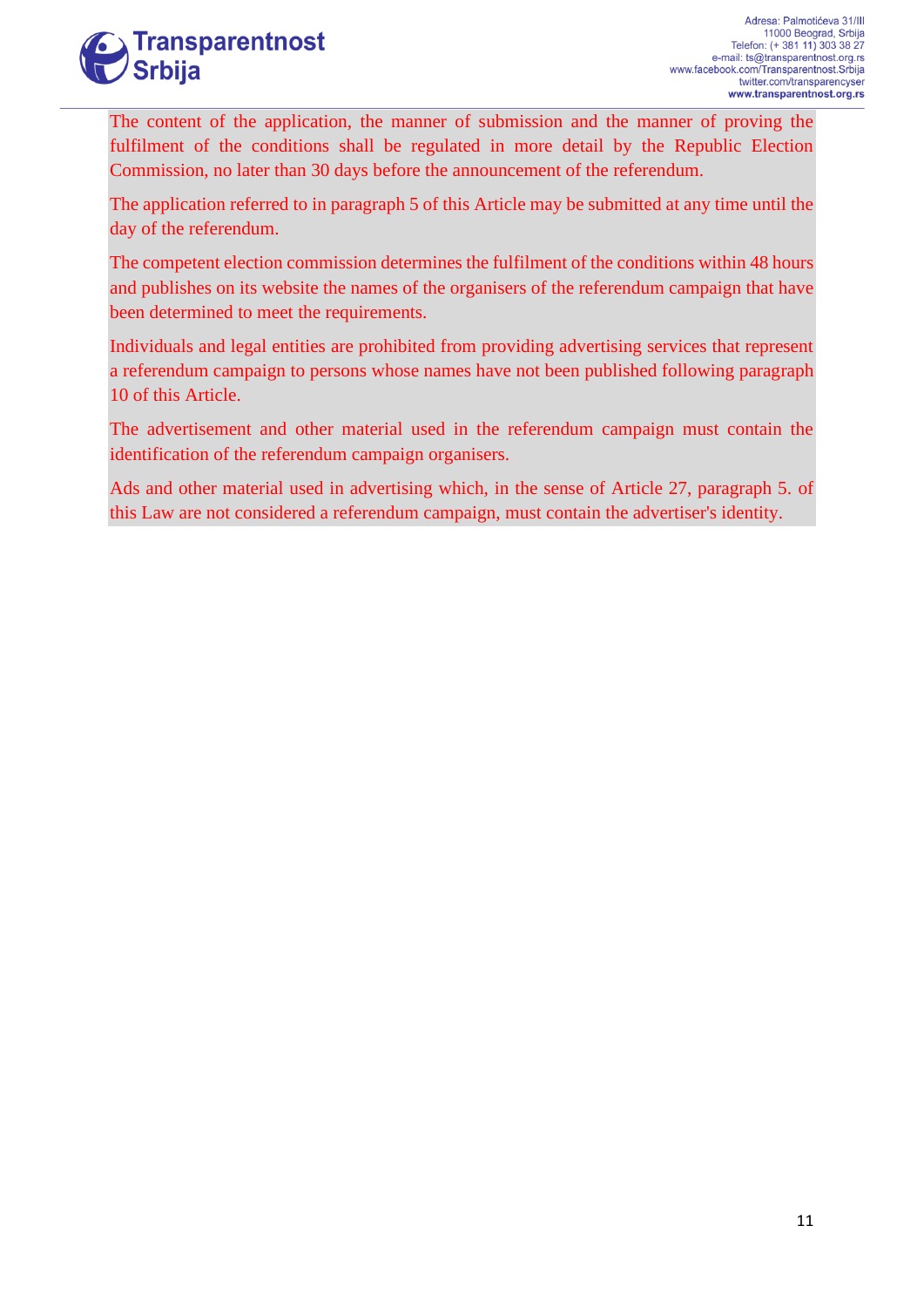The content of the application, the manner of submission and the manner of proving the fulfilment of the conditions shall be regulated in more detail by the Republic Election Commission, no later than 30 days before the announcement of the referendum.

The application referred to in paragraph 5 of this Article may be submitted at any time until the day of the referendum.

The competent election commission determines the fulfilment of the conditions within 48 hours and publishes on its website the names of the organisers of the referendum campaign that have been determined to meet the requirements.

Individuals and legal entities are prohibited from providing advertising services that represent a referendum campaign to persons whose names have not been published following paragraph 10 of this Article.

The advertisement and other material used in the referendum campaign must contain the identification of the referendum campaign organisers.

Ads and other material used in advertising which, in the sense of Article 27, paragraph 5. of this Law are not considered a referendum campaign, must contain the advertiser's identity.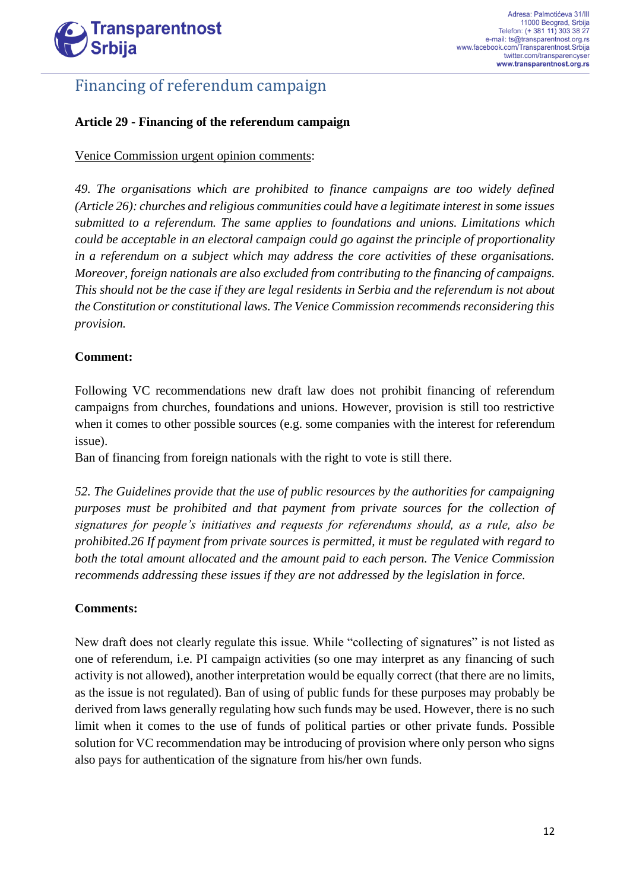## Financing of referendum campaign

**Article 29 - Financing of the referendum campaign**

Venice Commission urgent opinion comments:

*49. The organisations which are prohibited to finance campaigns are too widely defined (Article 26): churches and religious communities could have a legitimate interest in some issues submitted to a referendum. The same applies to foundations and unions. Limitations which could be acceptable in an electoral campaign could go against the principle of proportionality in a referendum on a subject which may address the core activities of these organisations. Moreover, foreign nationals are also excluded from contributing to the financing of campaigns. This should not be the case if they are legal residents in Serbia and the referendum is not about the Constitution or constitutional laws. The Venice Commission recommends reconsidering this provision.*

**Comment:**

Following VC recommendations new draft law does not prohibit financing of referendum campaigns from churches, foundations and unions. However, provision is still too restrictive when it comes to other possible sources (e.g. some companies with the interest for referendum issue).
Ban of financing from foreign nationals with the right to vote is still there.

*52. The Guidelines provide that the use of public resources by the authorities for campaigning purposes must be prohibited and that payment from private sources for the collection of signatures for people's initiatives and requests for referendums should, as a rule, also be prohibited.26 If payment from private sources is permitted, it must be regulated with regard to both the total amount allocated and the amount paid to each person. The Venice Commission recommends addressing these issues if they are not addressed by the legislation in force.*

**Comments:**

New draft does not clearly regulate this issue. While "collecting of signatures" is not listed as one of referendum, i.e. PI campaign activities (so one may interpret as any financing of such activity is not allowed), another interpretation would be equally correct (that there are no limits, as the issue is not regulated). Ban of using of public funds for these purposes may probably be derived from laws generally regulating how such funds may be used. However, there is no such limit when it comes to the use of funds of political parties or other private funds. Possible solution for VC recommendation may be introducing of provision where only person who signs also pays for authentication of the signature from his/her own funds.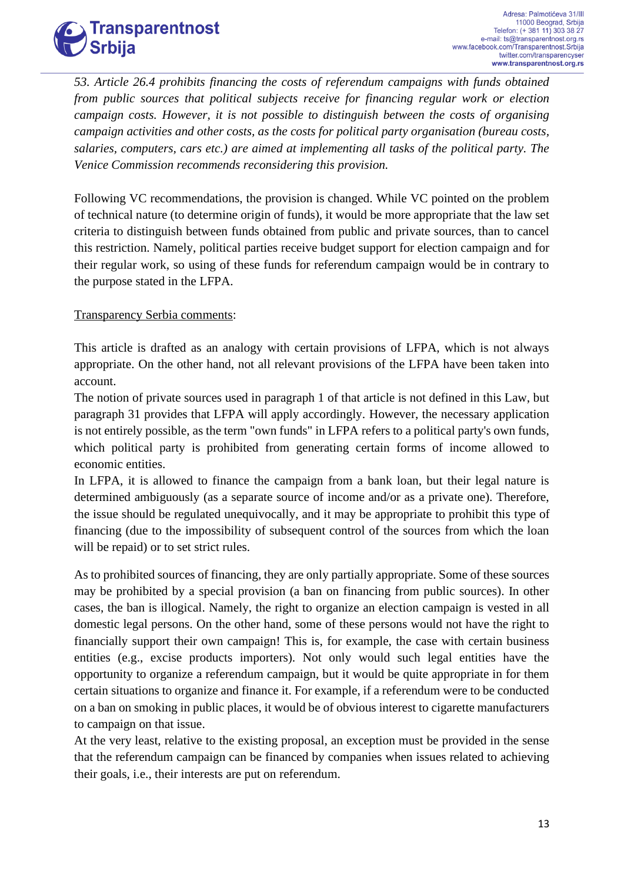*53. Article 26.4 prohibits financing the costs of referendum campaigns with funds obtained from public sources that political subjects receive for financing regular work or election campaign costs. However, it is not possible to distinguish between the costs of organising campaign activities and other costs, as the costs for political party organisation (bureau costs, salaries, computers, cars etc.) are aimed at implementing all tasks of the political party. The Venice Commission recommends reconsidering this provision.*

Following VC recommendations, the provision is changed. While VC pointed on the problem of technical nature (to determine origin of funds), it would be more appropriate that the law set criteria to distinguish between funds obtained from public and private sources, than to cancel this restriction. Namely, political parties receive budget support for election campaign and for their regular work, so using of these funds for referendum campaign would be in contrary to the purpose stated in the LFPA.

<u>Transparency Serbia comments</u>:

This article is drafted as an analogy with certain provisions of LFPA, which is not always appropriate. On the other hand, not all relevant provisions of the LFPA have been taken into account.
The notion of private sources used in paragraph 1 of that article is not defined in this Law, but paragraph 31 provides that LFPA will apply accordingly. However, the necessary application is not entirely possible, as the term "own funds" in LFPA refers to a political party's own funds, which political party is prohibited from generating certain forms of income allowed to economic entities.
In LFPA, it is allowed to finance the campaign from a bank loan, but their legal nature is determined ambiguously (as a separate source of income and/or as a private one). Therefore, the issue should be regulated unequivocally, and it may be appropriate to prohibit this type of financing (due to the impossibility of subsequent control of the sources from which the loan will be repaid) or to set strict rules.

As to prohibited sources of financing, they are only partially appropriate. Some of these sources may be prohibited by a special provision (a ban on financing from public sources). In other cases, the ban is illogical. Namely, the right to organize an election campaign is vested in all domestic legal persons. On the other hand, some of these persons would not have the right to financially support their own campaign! This is, for example, the case with certain business entities (e.g., excise products importers). Not only would such legal entities have the opportunity to organize a referendum campaign, but it would be quite appropriate in for them certain situations to organize and finance it. For example, if a referendum were to be conducted on a ban on smoking in public places, it would be of obvious interest to cigarette manufacturers to campaign on that issue.
At the very least, relative to the existing proposal, an exception must be provided in the sense that the referendum campaign can be financed by companies when issues related to achieving their goals, i.e., their interests are put on referendum.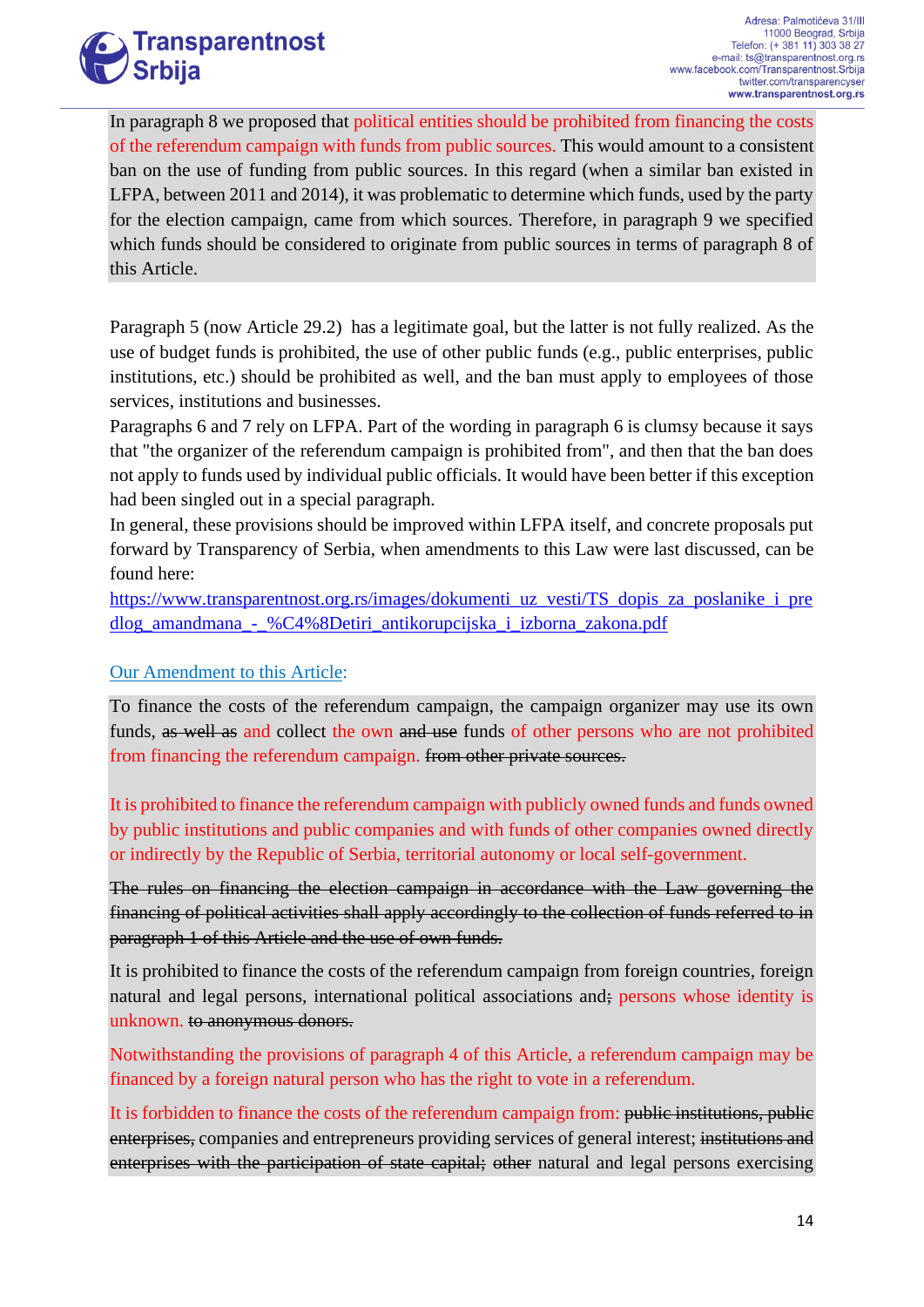In paragraph 8 we proposed that political entities should be prohibited from financing the costs of the referendum campaign with funds from public sources. This would amount to a consistent ban on the use of funding from public sources. In this regard (when a similar ban existed in LFPA, between 2011 and 2014), it was problematic to determine which funds, used by the party for the election campaign, came from which sources. Therefore, in paragraph 9 we specified which funds should be considered to originate from public sources in terms of paragraph 8 of this Article.

Paragraph 5 (now Article 29.2) has a legitimate goal, but the latter is not fully realized. As the use of budget funds is prohibited, the use of other public funds (e.g., public enterprises, public institutions, etc.) should be prohibited as well, and the ban must apply to employees of those services, institutions and businesses.

Paragraphs 6 and 7 rely on LFPA. Part of the wording in paragraph 6 is clumsy because it says that "the organizer of the referendum campaign is prohibited from", and then that the ban does not apply to funds used by individual public officials. It would have been better if this exception had been singled out in a special paragraph.

In general, these provisions should be improved within LFPA itself, and concrete proposals put forward by Transparency of Serbia, when amendments to this Law were last discussed, can be found here:

https://www.transparentnost.org.rs/images/dokumenti_uz_vesti/TS_dopis_za_poslanike_i_predlog_amandmana_-_%C4%8Detiri_antikorupcijska_i_izborna_zakona.pdf

Our Amendment to this Article:

To finance the costs of the referendum campaign, the campaign organizer may use its own funds, ~~as well as~~ and collect the own ~~and use~~ funds of other persons who are not prohibited from financing the referendum campaign. ~~from other private sources.~~

It is prohibited to finance the referendum campaign with publicly owned funds and funds owned by public institutions and public companies and with funds of other companies owned directly or indirectly by the Republic of Serbia, territorial autonomy or local self-government.

~~The rules on financing the election campaign in accordance with the Law governing the financing of political activities shall apply accordingly to the collection of funds referred to in paragraph 1 of this Article and the use of own funds.~~

It is prohibited to finance the costs of the referendum campaign from foreign countries, foreign natural and legal persons, international political associations and~~;~~ persons whose identity is unknown. ~~to anonymous donors.~~

Notwithstanding the provisions of paragraph 4 of this Article, a referendum campaign may be financed by a foreign natural person who has the right to vote in a referendum.

It is forbidden to finance the costs of the referendum campaign from: ~~public institutions, public enterprises,~~ companies and entrepreneurs providing services of general interest; ~~institutions and enterprises with the participation of state capital;~~ ~~other~~ natural and legal persons exercising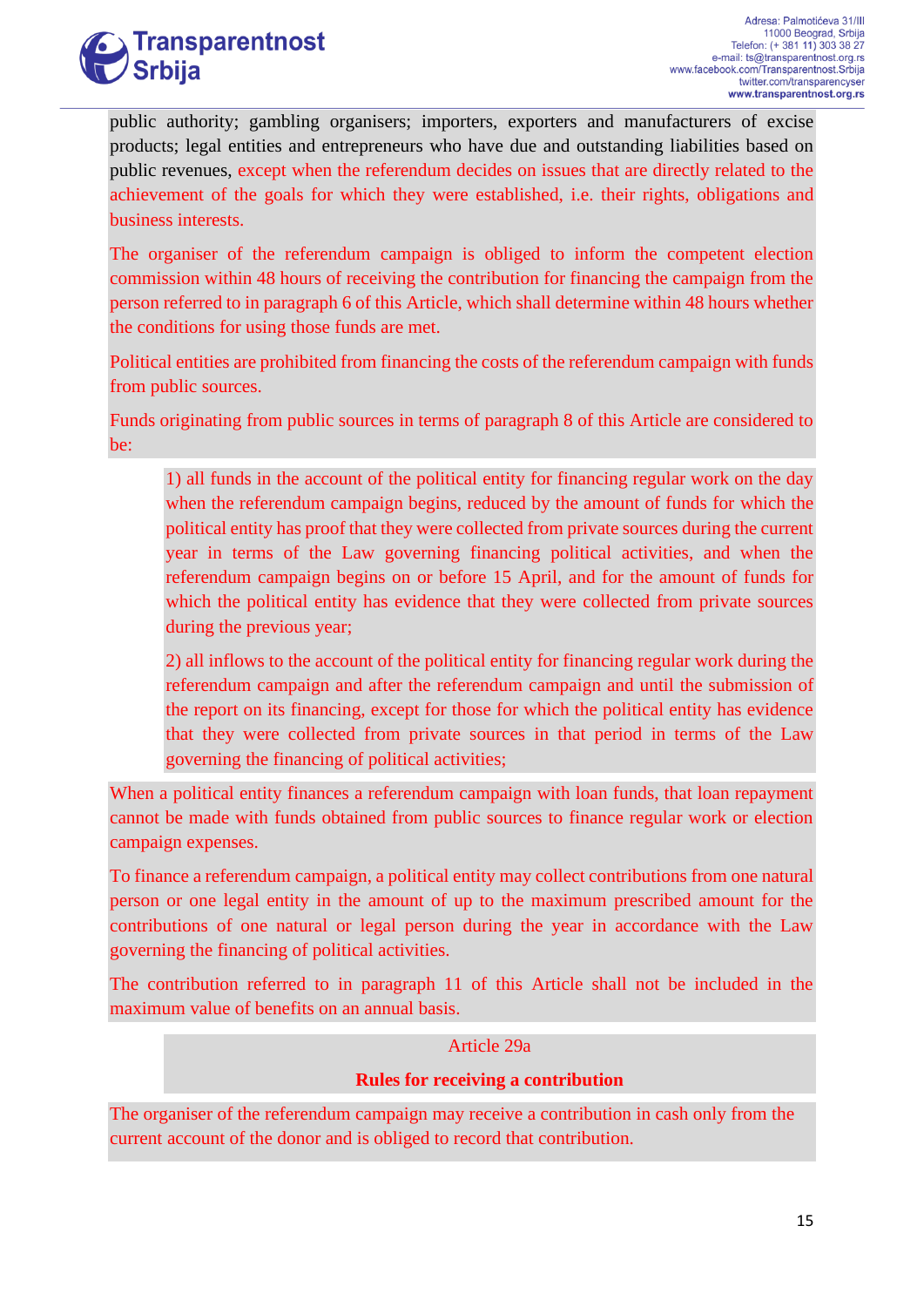public authority; gambling organisers; importers, exporters and manufacturers of excise products; legal entities and entrepreneurs who have due and outstanding liabilities based on public revenues, except when the referendum decides on issues that are directly related to the achievement of the goals for which they were established, i.e. their rights, obligations and business interests.

The organiser of the referendum campaign is obliged to inform the competent election commission within 48 hours of receiving the contribution for financing the campaign from the person referred to in paragraph 6 of this Article, which shall determine within 48 hours whether the conditions for using those funds are met.

Political entities are prohibited from financing the costs of the referendum campaign with funds from public sources.

Funds originating from public sources in terms of paragraph 8 of this Article are considered to be:

> 1) all funds in the account of the political entity for financing regular work on the day when the referendum campaign begins, reduced by the amount of funds for which the political entity has proof that they were collected from private sources during the current year in terms of the Law governing financing political activities, and when the referendum campaign begins on or before 15 April, and for the amount of funds for which the political entity has evidence that they were collected from private sources during the previous year;
>
> 2) all inflows to the account of the political entity for financing regular work during the referendum campaign and after the referendum campaign and until the submission of the report on its financing, except for those for which the political entity has evidence that they were collected from private sources in that period in terms of the Law governing the financing of political activities;

When a political entity finances a referendum campaign with loan funds, that loan repayment cannot be made with funds obtained from public sources to finance regular work or election campaign expenses.

To finance a referendum campaign, a political entity may collect contributions from one natural person or one legal entity in the amount of up to the maximum prescribed amount for the contributions of one natural or legal person during the year in accordance with the Law governing the financing of political activities.

The contribution referred to in paragraph 11 of this Article shall not be included in the maximum value of benefits on an annual basis.

Article 29a

**Rules for receiving a contribution**

The organiser of the referendum campaign may receive a contribution in cash only from the current account of the donor and is obliged to record that contribution.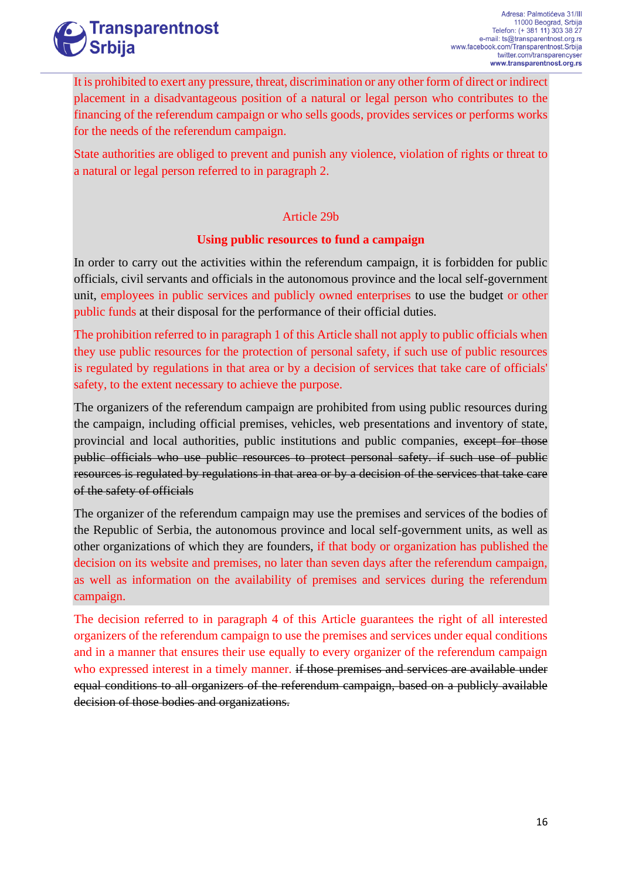It is prohibited to exert any pressure, threat, discrimination or any other form of direct or indirect placement in a disadvantageous position of a natural or legal person who contributes to the financing of the referendum campaign or who sells goods, provides services or performs works for the needs of the referendum campaign.

State authorities are obliged to prevent and punish any violence, violation of rights or threat to a natural or legal person referred to in paragraph 2.

Article 29b

**Using public resources to fund a campaign**

In order to carry out the activities within the referendum campaign, it is forbidden for public officials, civil servants and officials in the autonomous province and the local self-government unit, employees in public services and publicly owned enterprises to use the budget or other public funds at their disposal for the performance of their official duties.

The prohibition referred to in paragraph 1 of this Article shall not apply to public officials when they use public resources for the protection of personal safety, if such use of public resources is regulated by regulations in that area or by a decision of services that take care of officials' safety, to the extent necessary to achieve the purpose.

The organizers of the referendum campaign are prohibited from using public resources during the campaign, including official premises, vehicles, web presentations and inventory of state, provincial and local authorities, public institutions and public companies, ~~except for those public officials who use public resources to protect personal safety. if such use of public resources is regulated by regulations in that area or by a decision of the services that take care of the safety of officials~~

The organizer of the referendum campaign may use the premises and services of the bodies of the Republic of Serbia, the autonomous province and local self-government units, as well as other organizations of which they are founders, if that body or organization has published the decision on its website and premises, no later than seven days after the referendum campaign, as well as information on the availability of premises and services during the referendum campaign.

The decision referred to in paragraph 4 of this Article guarantees the right of all interested organizers of the referendum campaign to use the premises and services under equal conditions and in a manner that ensures their use equally to every organizer of the referendum campaign who expressed interest in a timely manner. ~~if those premises and services are available under equal conditions to all organizers of the referendum campaign, based on a publicly available decision of those bodies and organizations.~~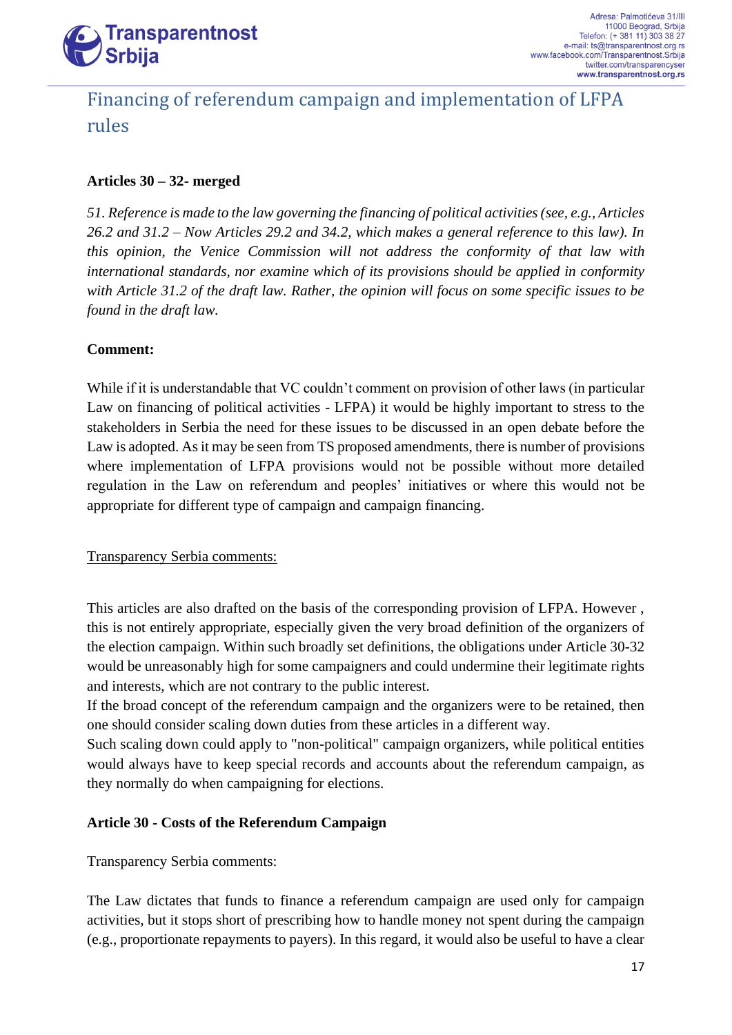## Financing of referendum campaign and implementation of LFPA rules

**Articles 30 – 32- merged**

*51. Reference is made to the law governing the financing of political activities (see, e.g., Articles 26.2 and 31.2 – Now Articles 29.2 and 34.2, which makes a general reference to this law). In this opinion, the Venice Commission will not address the conformity of that law with international standards, nor examine which of its provisions should be applied in conformity with Article 31.2 of the draft law. Rather, the opinion will focus on some specific issues to be found in the draft law.*

**Comment:**

While if it is understandable that VC couldn't comment on provision of other laws (in particular Law on financing of political activities - LFPA) it would be highly important to stress to the stakeholders in Serbia the need for these issues to be discussed in an open debate before the Law is adopted. As it may be seen from TS proposed amendments, there is number of provisions where implementation of LFPA provisions would not be possible without more detailed regulation in the Law on referendum and peoples' initiatives or where this would not be appropriate for different type of campaign and campaign financing.

<u>Transparency Serbia comments:</u>

This articles are also drafted on the basis of the corresponding provision of LFPA. However , this is not entirely appropriate, especially given the very broad definition of the organizers of the election campaign. Within such broadly set definitions, the obligations under Article 30-32 would be unreasonably high for some campaigners and could undermine their legitimate rights and interests, which are not contrary to the public interest.
If the broad concept of the referendum campaign and the organizers were to be retained, then one should consider scaling down duties from these articles in a different way.
Such scaling down could apply to "non-political" campaign organizers, while political entities would always have to keep special records and accounts about the referendum campaign, as they normally do when campaigning for elections.

**Article 30 - Costs of the Referendum Campaign**

Transparency Serbia comments:

The Law dictates that funds to finance a referendum campaign are used only for campaign activities, but it stops short of prescribing how to handle money not spent during the campaign (e.g., proportionate repayments to payers). In this regard, it would also be useful to have a clear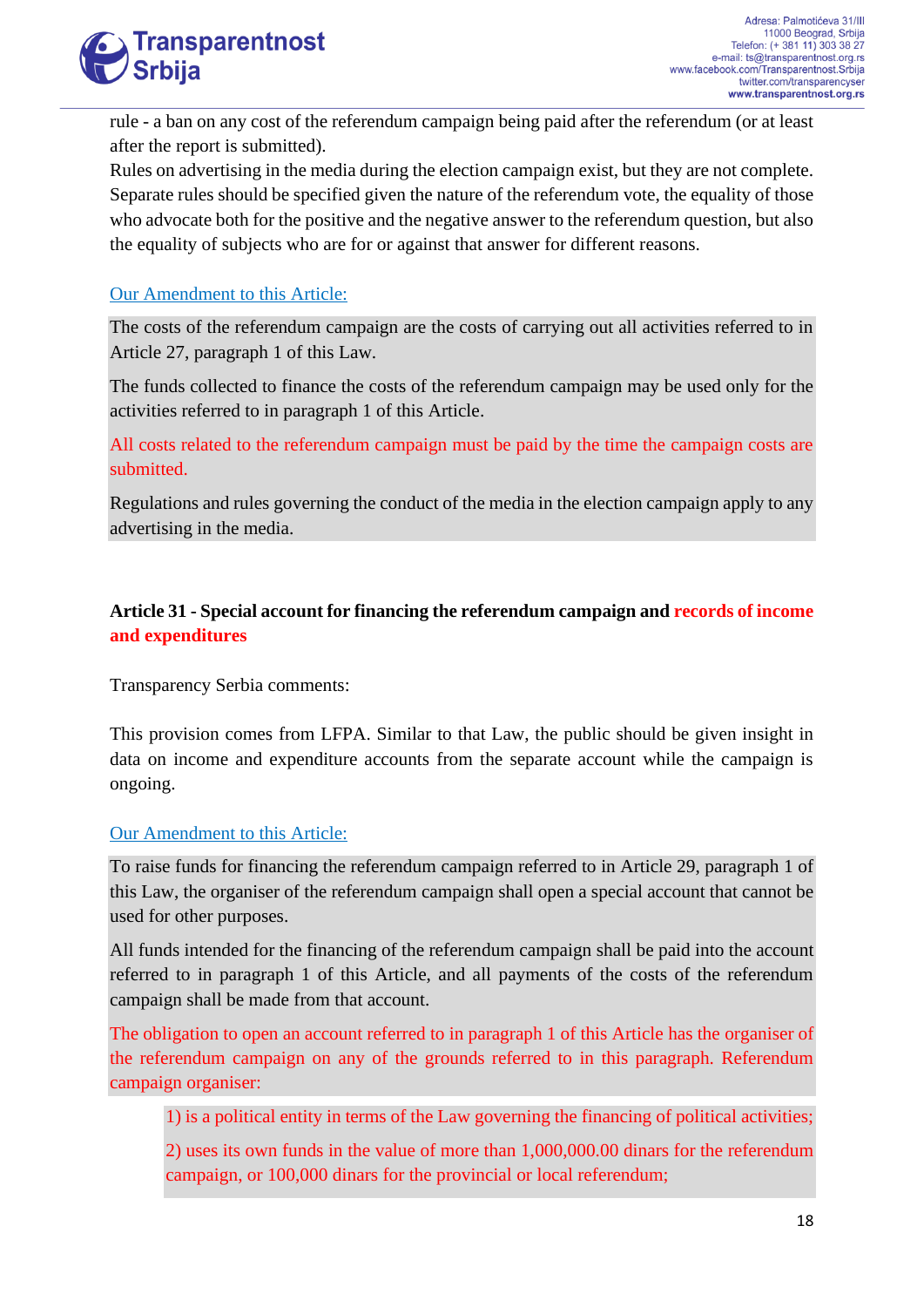rule - a ban on any cost of the referendum campaign being paid after the referendum (or at least after the report is submitted).

Rules on advertising in the media during the election campaign exist, but they are not complete. Separate rules should be specified given the nature of the referendum vote, the equality of those who advocate both for the positive and the negative answer to the referendum question, but also the equality of subjects who are for or against that answer for different reasons.

Our Amendment to this Article:

The costs of the referendum campaign are the costs of carrying out all activities referred to in Article 27, paragraph 1 of this Law.

The funds collected to finance the costs of the referendum campaign may be used only for the activities referred to in paragraph 1 of this Article.

All costs related to the referendum campaign must be paid by the time the campaign costs are submitted.

Regulations and rules governing the conduct of the media in the election campaign apply to any advertising in the media.

**Article 31 - Special account for financing the referendum campaign and records of income and expenditures**

Transparency Serbia comments:

This provision comes from LFPA. Similar to that Law, the public should be given insight in data on income and expenditure accounts from the separate account while the campaign is ongoing.

Our Amendment to this Article:

To raise funds for financing the referendum campaign referred to in Article 29, paragraph 1 of this Law, the organiser of the referendum campaign shall open a special account that cannot be used for other purposes.

All funds intended for the financing of the referendum campaign shall be paid into the account referred to in paragraph 1 of this Article, and all payments of the costs of the referendum campaign shall be made from that account.

The obligation to open an account referred to in paragraph 1 of this Article has the organiser of the referendum campaign on any of the grounds referred to in this paragraph. Referendum campaign organiser:

1) is a political entity in terms of the Law governing the financing of political activities;

2) uses its own funds in the value of more than 1,000,000.00 dinars for the referendum campaign, or 100,000 dinars for the provincial or local referendum;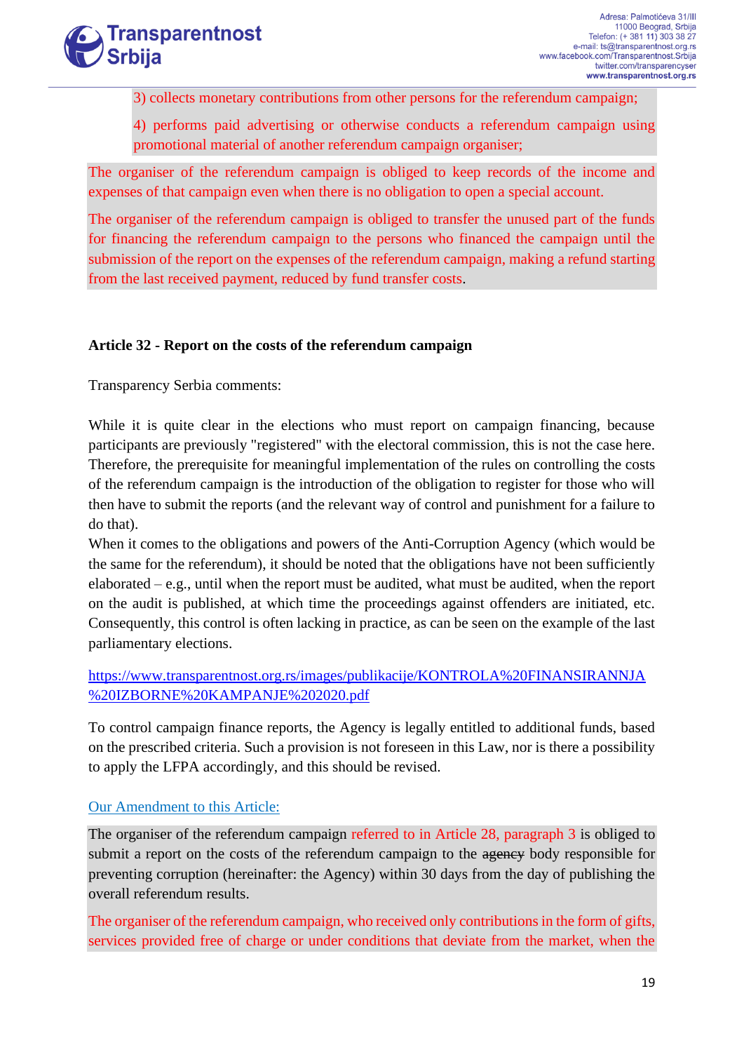3) collects monetary contributions from other persons for the referendum campaign;

4) performs paid advertising or otherwise conducts a referendum campaign using promotional material of another referendum campaign organiser;

The organiser of the referendum campaign is obliged to keep records of the income and expenses of that campaign even when there is no obligation to open a special account.

The organiser of the referendum campaign is obliged to transfer the unused part of the funds for financing the referendum campaign to the persons who financed the campaign until the submission of the report on the expenses of the referendum campaign, making a refund starting from the last received payment, reduced by fund transfer costs.

**Article 32 - Report on the costs of the referendum campaign**

Transparency Serbia comments:

While it is quite clear in the elections who must report on campaign financing, because participants are previously "registered" with the electoral commission, this is not the case here. Therefore, the prerequisite for meaningful implementation of the rules on controlling the costs of the referendum campaign is the introduction of the obligation to register for those who will then have to submit the reports (and the relevant way of control and punishment for a failure to do that).

When it comes to the obligations and powers of the Anti-Corruption Agency (which would be the same for the referendum), it should be noted that the obligations have not been sufficiently elaborated – e.g., until when the report must be audited, what must be audited, when the report on the audit is published, at which time the proceedings against offenders are initiated, etc. Consequently, this control is often lacking in practice, as can be seen on the example of the last parliamentary elections.

https://www.transparentnost.org.rs/images/publikacije/KONTROLA%20FINANSIRANNJA%20IZBORNE%20KAMPANJE%202020.pdf

To control campaign finance reports, the Agency is legally entitled to additional funds, based on the prescribed criteria. Such a provision is not foreseen in this Law, nor is there a possibility to apply the LFPA accordingly, and this should be revised.

Our Amendment to this Article:

The organiser of the referendum campaign referred to in Article 28, paragraph 3 is obliged to submit a report on the costs of the referendum campaign to the ~~agency~~ body responsible for preventing corruption (hereinafter: the Agency) within 30 days from the day of publishing the overall referendum results.

The organiser of the referendum campaign, who received only contributions in the form of gifts, services provided free of charge or under conditions that deviate from the market, when the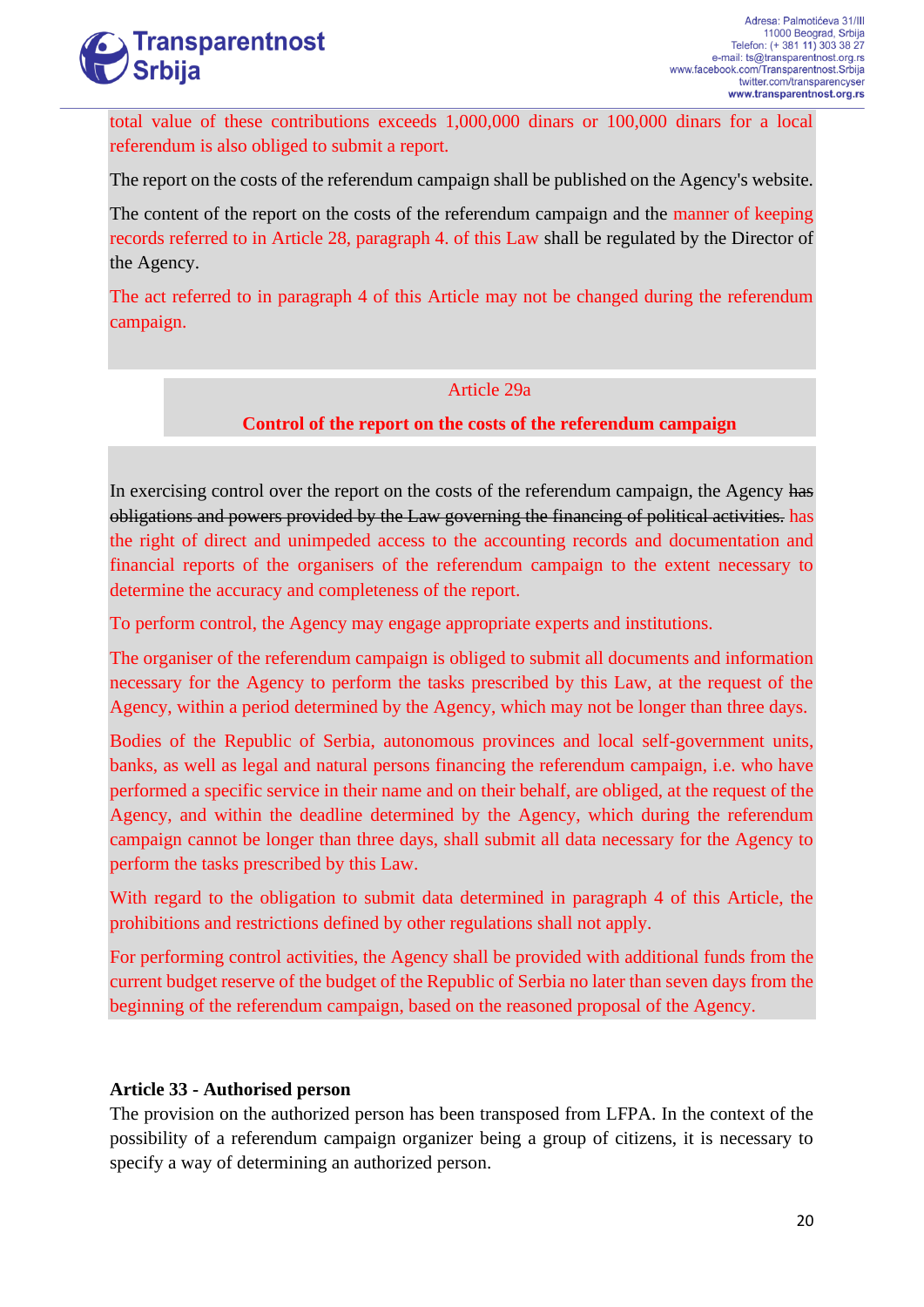total value of these contributions exceeds 1,000,000 dinars or 100,000 dinars for a local referendum is also obliged to submit a report.

The report on the costs of the referendum campaign shall be published on the Agency's website.

The content of the report on the costs of the referendum campaign and the manner of keeping records referred to in Article 28, paragraph 4. of this Law shall be regulated by the Director of the Agency.

The act referred to in paragraph 4 of this Article may not be changed during the referendum campaign.

Article 29a

**Control of the report on the costs of the referendum campaign**

In exercising control over the report on the costs of the referendum campaign, the Agency ~~has obligations and powers provided by the Law governing the financing of political activities.~~ has the right of direct and unimpeded access to the accounting records and documentation and financial reports of the organisers of the referendum campaign to the extent necessary to determine the accuracy and completeness of the report.

To perform control, the Agency may engage appropriate experts and institutions.

The organiser of the referendum campaign is obliged to submit all documents and information necessary for the Agency to perform the tasks prescribed by this Law, at the request of the Agency, within a period determined by the Agency, which may not be longer than three days.

Bodies of the Republic of Serbia, autonomous provinces and local self-government units, banks, as well as legal and natural persons financing the referendum campaign, i.e. who have performed a specific service in their name and on their behalf, are obliged, at the request of the Agency, and within the deadline determined by the Agency, which during the referendum campaign cannot be longer than three days, shall submit all data necessary for the Agency to perform the tasks prescribed by this Law.

With regard to the obligation to submit data determined in paragraph 4 of this Article, the prohibitions and restrictions defined by other regulations shall not apply.

For performing control activities, the Agency shall be provided with additional funds from the current budget reserve of the budget of the Republic of Serbia no later than seven days from the beginning of the referendum campaign, based on the reasoned proposal of the Agency.

**Article 33 - Authorised person**

The provision on the authorized person has been transposed from LFPA. In the context of the possibility of a referendum campaign organizer being a group of citizens, it is necessary to specify a way of determining an authorized person.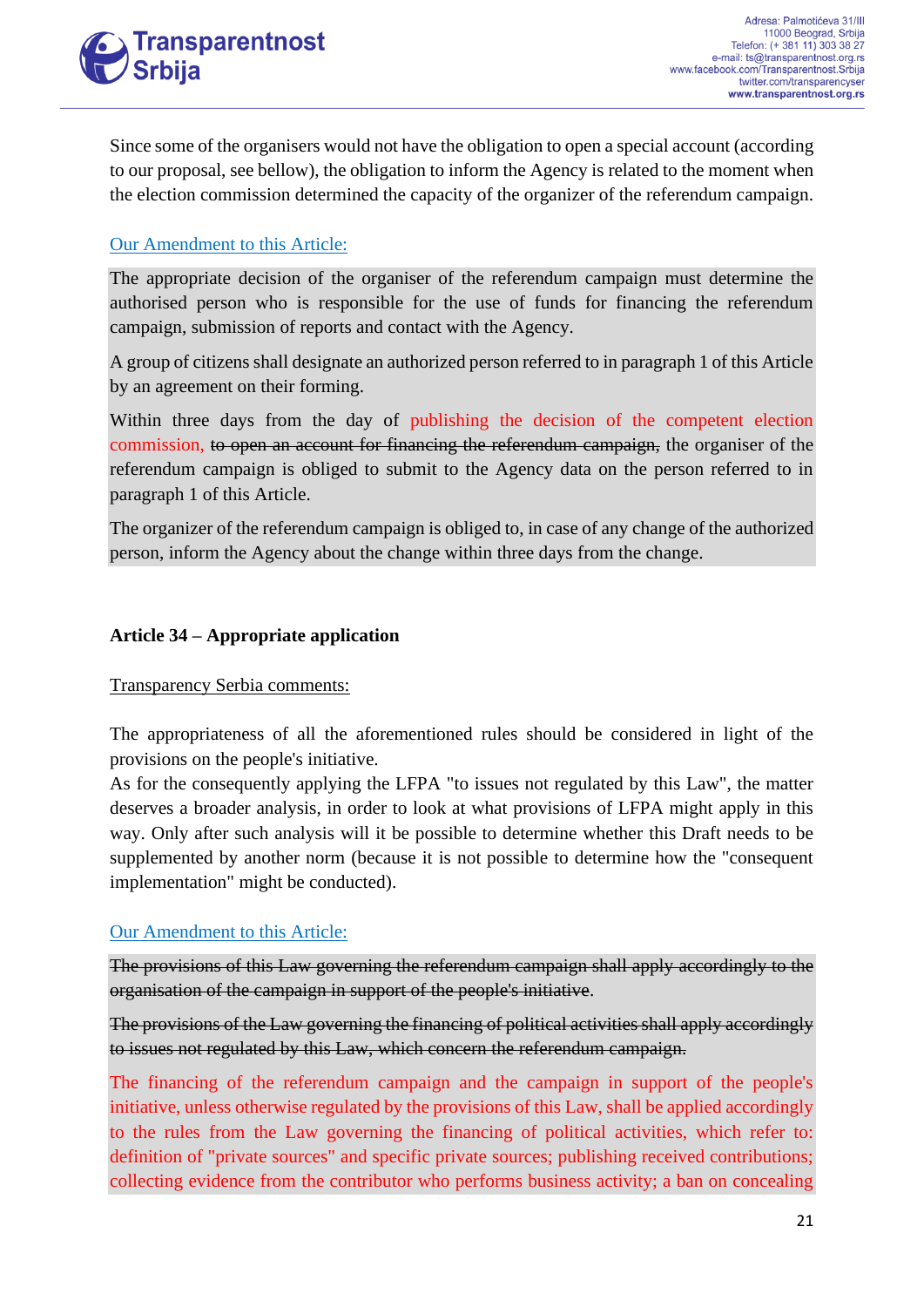Since some of the organisers would not have the obligation to open a special account (according to our proposal, see bellow), the obligation to inform the Agency is related to the moment when the election commission determined the capacity of the organizer of the referendum campaign.

Our Amendment to this Article:

The appropriate decision of the organiser of the referendum campaign must determine the authorised person who is responsible for the use of funds for financing the referendum campaign, submission of reports and contact with the Agency.

A group of citizens shall designate an authorized person referred to in paragraph 1 of this Article by an agreement on their forming.

Within three days from the day of publishing the decision of the competent election commission, ~~to open an account for financing the referendum campaign,~~ the organiser of the referendum campaign is obliged to submit to the Agency data on the person referred to in paragraph 1 of this Article.

The organizer of the referendum campaign is obliged to, in case of any change of the authorized person, inform the Agency about the change within three days from the change.

**Article 34 – Appropriate application**

Transparency Serbia comments:

The appropriateness of all the aforementioned rules should be considered in light of the provisions on the people's initiative.
As for the consequently applying the LFPA "to issues not regulated by this Law", the matter deserves a broader analysis, in order to look at what provisions of LFPA might apply in this way. Only after such analysis will it be possible to determine whether this Draft needs to be supplemented by another norm (because it is not possible to determine how the "consequent implementation" might be conducted).

Our Amendment to this Article:

~~The provisions of this Law governing the referendum campaign shall apply accordingly to the organisation of the campaign in support of the people's initiative.~~

~~The provisions of the Law governing the financing of political activities shall apply accordingly to issues not regulated by this Law, which concern the referendum campaign.~~

The financing of the referendum campaign and the campaign in support of the people's initiative, unless otherwise regulated by the provisions of this Law, shall be applied accordingly to the rules from the Law governing the financing of political activities, which refer to: definition of "private sources" and specific private sources; publishing received contributions; collecting evidence from the contributor who performs business activity; a ban on concealing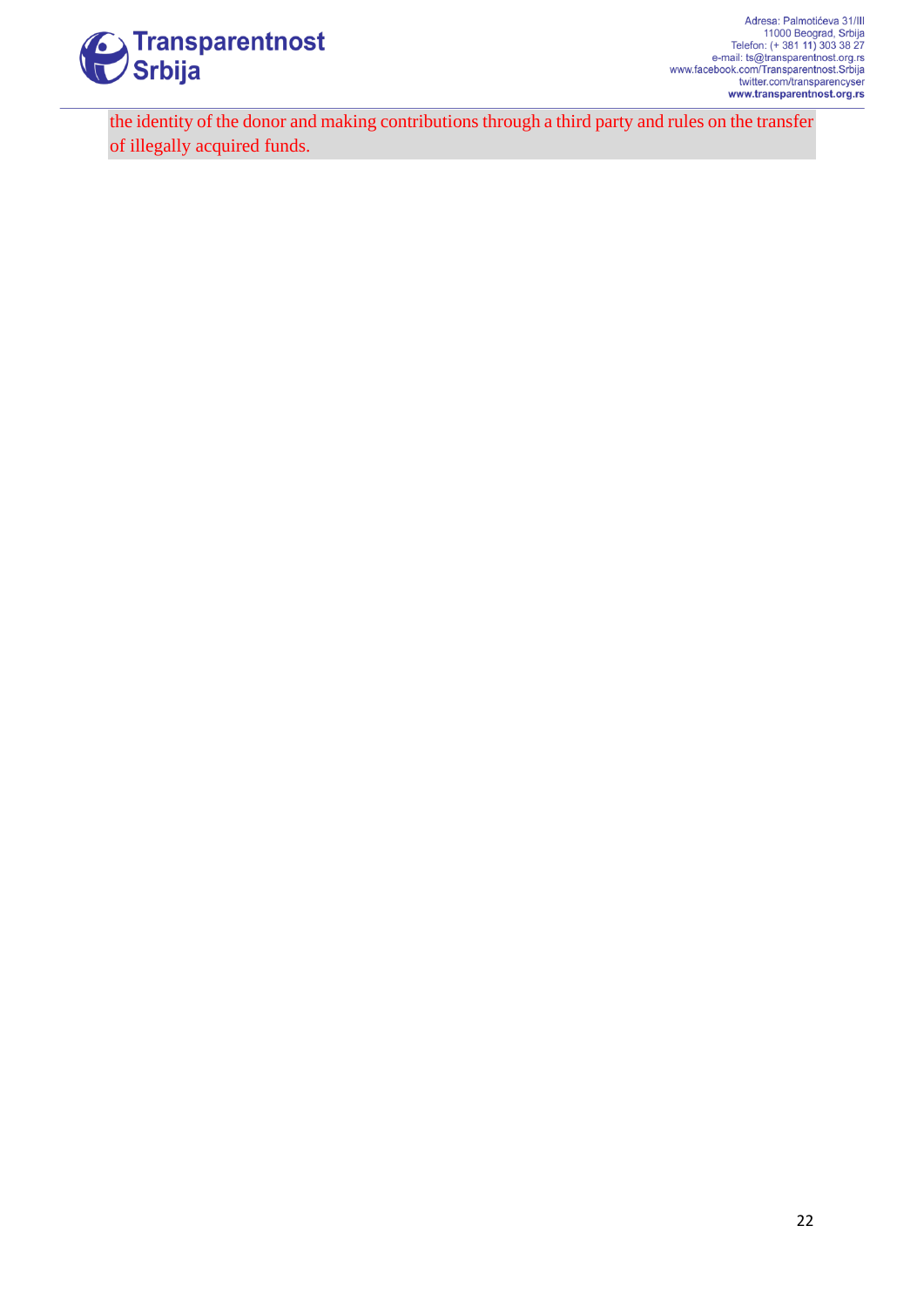the identity of the donor and making contributions through a third party and rules on the transfer of illegally acquired funds.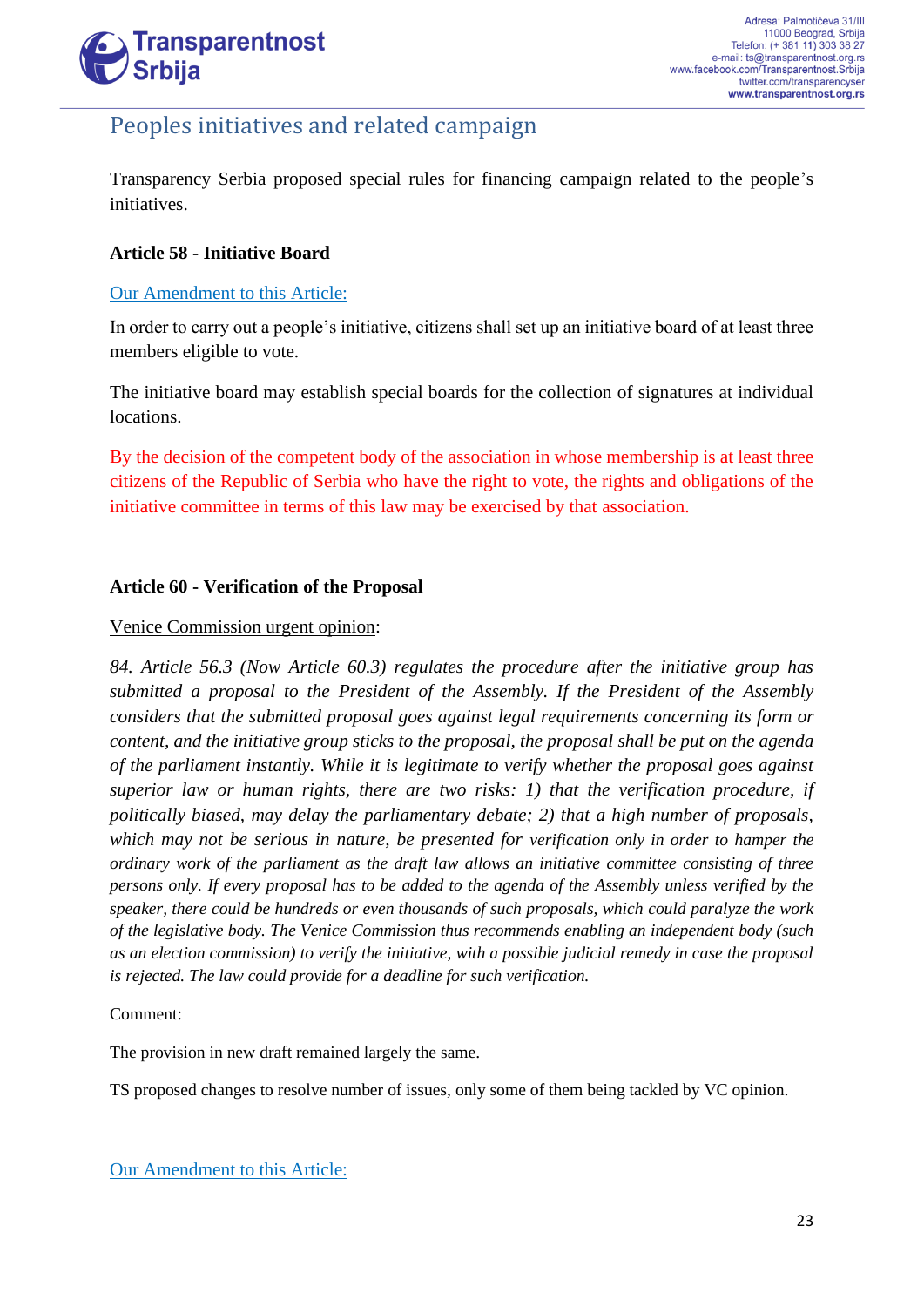## Peoples initiatives and related campaign

Transparency Serbia proposed special rules for financing campaign related to the people's initiatives.

**Article 58 - Initiative Board**

Our Amendment to this Article:

In order to carry out a people's initiative, citizens shall set up an initiative board of at least three members eligible to vote.

The initiative board may establish special boards for the collection of signatures at individual locations.

By the decision of the competent body of the association in whose membership is at least three citizens of the Republic of Serbia who have the right to vote, the rights and obligations of the initiative committee in terms of this law may be exercised by that association.

**Article 60 - Verification of the Proposal**

Venice Commission urgent opinion:

*84. Article 56.3 (Now Article 60.3) regulates the procedure after the initiative group has submitted a proposal to the President of the Assembly. If the President of the Assembly considers that the submitted proposal goes against legal requirements concerning its form or content, and the initiative group sticks to the proposal, the proposal shall be put on the agenda of the parliament instantly. While it is legitimate to verify whether the proposal goes against superior law or human rights, there are two risks: 1) that the verification procedure, if politically biased, may delay the parliamentary debate; 2) that a high number of proposals, which may not be serious in nature, be presented for verification only in order to hamper the ordinary work of the parliament as the draft law allows an initiative committee consisting of three persons only. If every proposal has to be added to the agenda of the Assembly unless verified by the speaker, there could be hundreds or even thousands of such proposals, which could paralyze the work of the legislative body. The Venice Commission thus recommends enabling an independent body (such as an election commission) to verify the initiative, with a possible judicial remedy in case the proposal is rejected. The law could provide for a deadline for such verification.*

Comment:

The provision in new draft remained largely the same.

TS proposed changes to resolve number of issues, only some of them being tackled by VC opinion.

Our Amendment to this Article: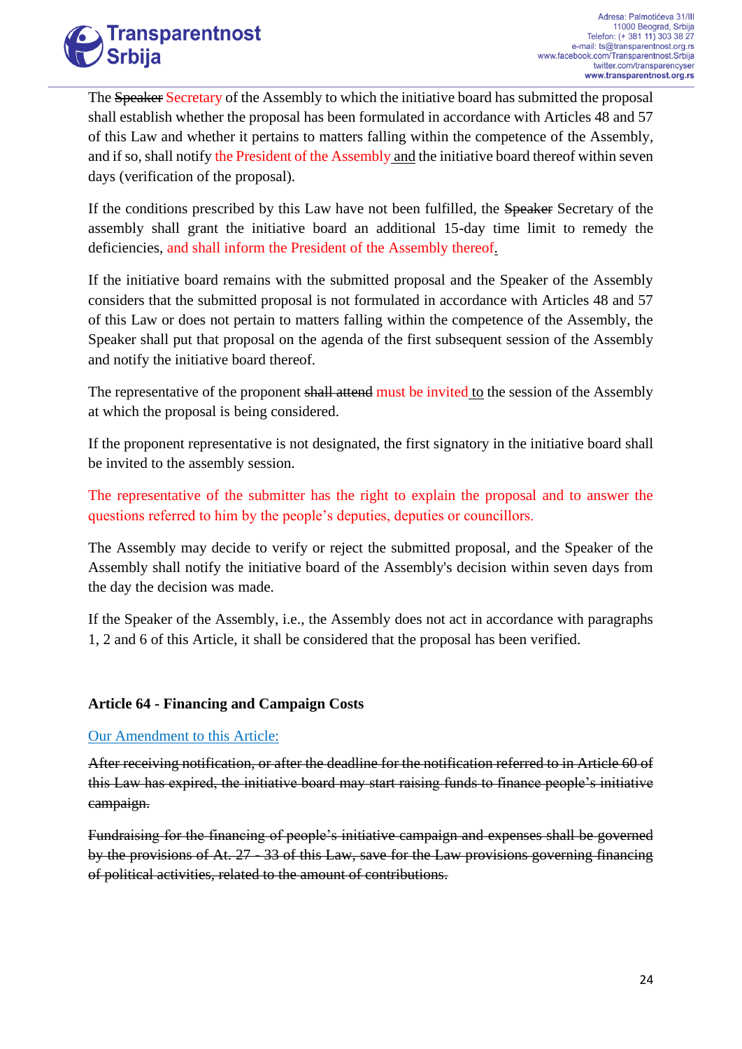The ~~Speaker~~ Secretary of the Assembly to which the initiative board has submitted the proposal shall establish whether the proposal has been formulated in accordance with Articles 48 and 57 of this Law and whether it pertains to matters falling within the competence of the Assembly, and if so, shall notify the President of the Assembly and the initiative board thereof within seven days (verification of the proposal).

If the conditions prescribed by this Law have not been fulfilled, the ~~Speaker~~ Secretary of the assembly shall grant the initiative board an additional 15-day time limit to remedy the deficiencies, and shall inform the President of the Assembly thereof.

If the initiative board remains with the submitted proposal and the Speaker of the Assembly considers that the submitted proposal is not formulated in accordance with Articles 48 and 57 of this Law or does not pertain to matters falling within the competence of the Assembly, the Speaker shall put that proposal on the agenda of the first subsequent session of the Assembly and notify the initiative board thereof.

The representative of the proponent ~~shall attend~~ must be invited to the session of the Assembly at which the proposal is being considered.

If the proponent representative is not designated, the first signatory in the initiative board shall be invited to the assembly session.

The representative of the submitter has the right to explain the proposal and to answer the questions referred to him by the people's deputies, deputies or councillors.

The Assembly may decide to verify or reject the submitted proposal, and the Speaker of the Assembly shall notify the initiative board of the Assembly's decision within seven days from the day the decision was made.

If the Speaker of the Assembly, i.e., the Assembly does not act in accordance with paragraphs 1, 2 and 6 of this Article, it shall be considered that the proposal has been verified.

**Article 64 - Financing and Campaign Costs**

Our Amendment to this Article:

~~After receiving notification, or after the deadline for the notification referred to in Article 60 of this Law has expired, the initiative board may start raising funds to finance people's initiative campaign.~~

~~Fundraising for the financing of people's initiative campaign and expenses shall be governed by the provisions of At. 27 - 33 of this Law, save for the Law provisions governing financing of political activities, related to the amount of contributions.~~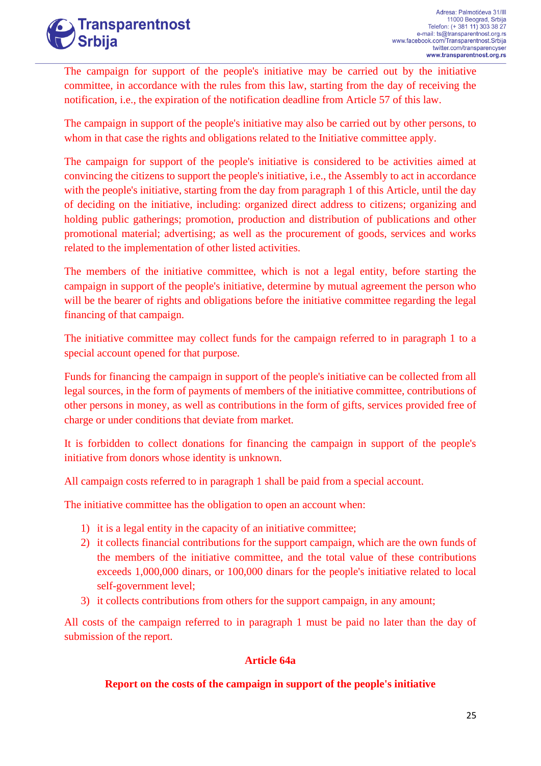The campaign for support of the people's initiative may be carried out by the initiative committee, in accordance with the rules from this law, starting from the day of receiving the notification, i.e., the expiration of the notification deadline from Article 57 of this law.

The campaign in support of the people's initiative may also be carried out by other persons, to whom in that case the rights and obligations related to the Initiative committee apply.

The campaign for support of the people's initiative is considered to be activities aimed at convincing the citizens to support the people's initiative, i.e., the Assembly to act in accordance with the people's initiative, starting from the day from paragraph 1 of this Article, until the day of deciding on the initiative, including: organized direct address to citizens; organizing and holding public gatherings; promotion, production and distribution of publications and other promotional material; advertising; as well as the procurement of goods, services and works related to the implementation of other listed activities.

The members of the initiative committee, which is not a legal entity, before starting the campaign in support of the people's initiative, determine by mutual agreement the person who will be the bearer of rights and obligations before the initiative committee regarding the legal financing of that campaign.

The initiative committee may collect funds for the campaign referred to in paragraph 1 to a special account opened for that purpose.

Funds for financing the campaign in support of the people's initiative can be collected from all legal sources, in the form of payments of members of the initiative committee, contributions of other persons in money, as well as contributions in the form of gifts, services provided free of charge or under conditions that deviate from market.

It is forbidden to collect donations for financing the campaign in support of the people's initiative from donors whose identity is unknown.

All campaign costs referred to in paragraph 1 shall be paid from a special account.

The initiative committee has the obligation to open an account when:

1) it is a legal entity in the capacity of an initiative committee;
2) it collects financial contributions for the support campaign, which are the own funds of the members of the initiative committee, and the total value of these contributions exceeds 1,000,000 dinars, or 100,000 dinars for the people's initiative related to local self-government level;
3) it collects contributions from others for the support campaign, in any amount;

All costs of the campaign referred to in paragraph 1 must be paid no later than the day of submission of the report.

**Article 64a**

**Report on the costs of the campaign in support of the people's initiative**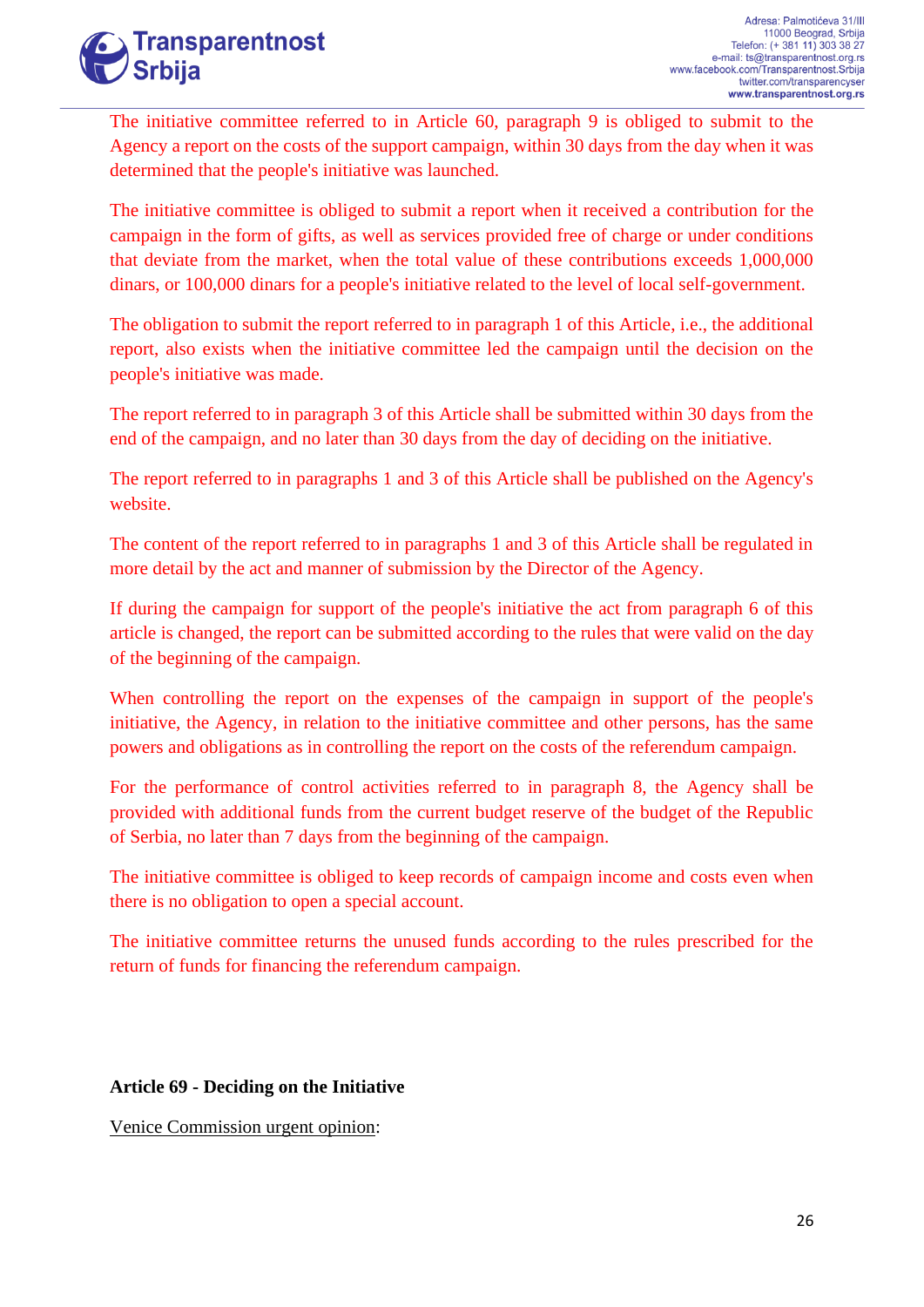The initiative committee referred to in Article 60, paragraph 9 is obliged to submit to the Agency a report on the costs of the support campaign, within 30 days from the day when it was determined that the people's initiative was launched.

The initiative committee is obliged to submit a report when it received a contribution for the campaign in the form of gifts, as well as services provided free of charge or under conditions that deviate from the market, when the total value of these contributions exceeds 1,000,000 dinars, or 100,000 dinars for a people's initiative related to the level of local self-government.

The obligation to submit the report referred to in paragraph 1 of this Article, i.e., the additional report, also exists when the initiative committee led the campaign until the decision on the people's initiative was made.

The report referred to in paragraph 3 of this Article shall be submitted within 30 days from the end of the campaign, and no later than 30 days from the day of deciding on the initiative.

The report referred to in paragraphs 1 and 3 of this Article shall be published on the Agency's website.

The content of the report referred to in paragraphs 1 and 3 of this Article shall be regulated in more detail by the act and manner of submission by the Director of the Agency.

If during the campaign for support of the people's initiative the act from paragraph 6 of this article is changed, the report can be submitted according to the rules that were valid on the day of the beginning of the campaign.

When controlling the report on the expenses of the campaign in support of the people's initiative, the Agency, in relation to the initiative committee and other persons, has the same powers and obligations as in controlling the report on the costs of the referendum campaign.

For the performance of control activities referred to in paragraph 8, the Agency shall be provided with additional funds from the current budget reserve of the budget of the Republic of Serbia, no later than 7 days from the beginning of the campaign.

The initiative committee is obliged to keep records of campaign income and costs even when there is no obligation to open a special account.

The initiative committee returns the unused funds according to the rules prescribed for the return of funds for financing the referendum campaign.

**Article 69 - Deciding on the Initiative**

Venice Commission urgent opinion: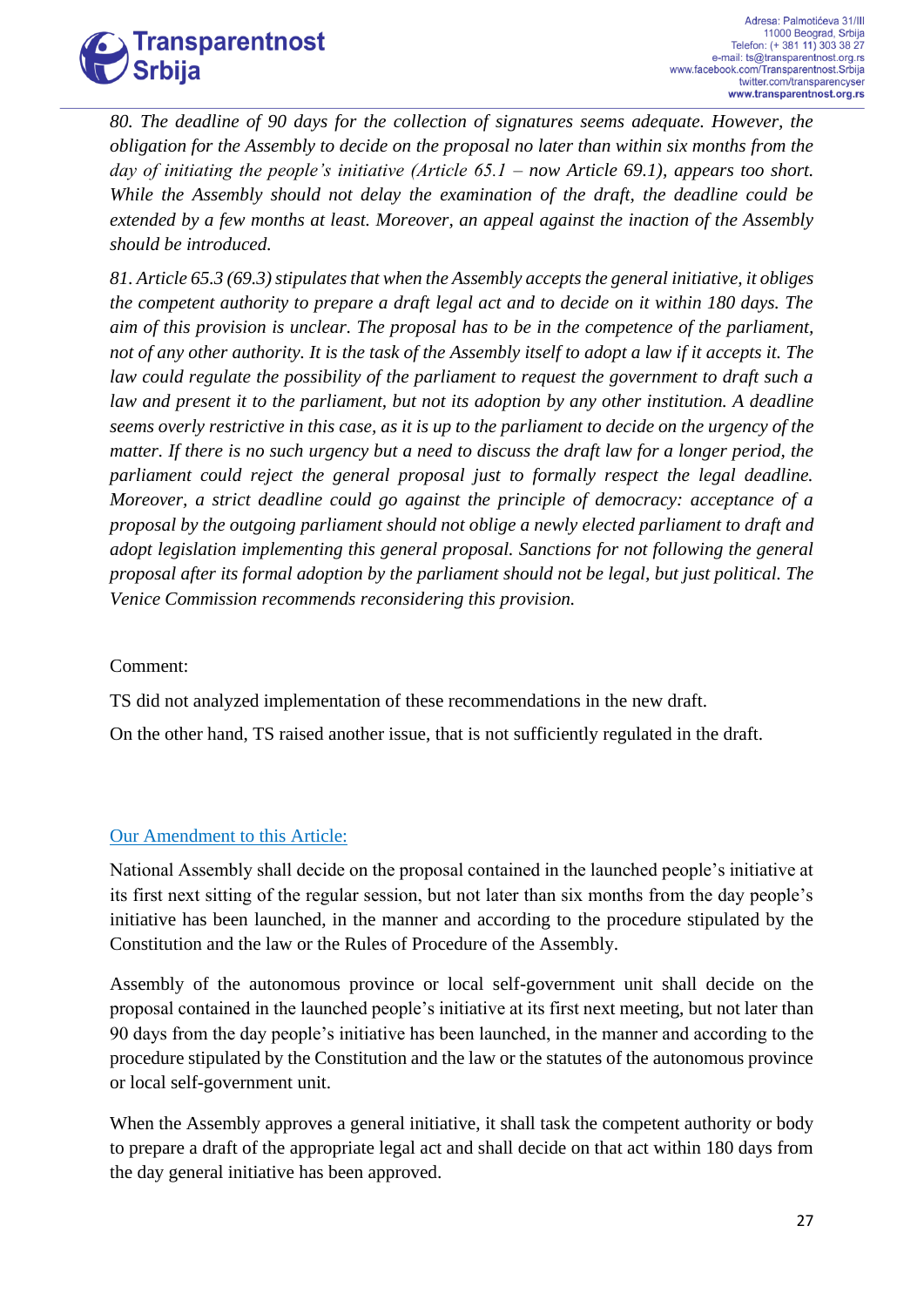*80. The deadline of 90 days for the collection of signatures seems adequate. However, the obligation for the Assembly to decide on the proposal no later than within six months from the day of initiating the people's initiative (Article 65.1 – now Article 69.1), appears too short. While the Assembly should not delay the examination of the draft, the deadline could be extended by a few months at least. Moreover, an appeal against the inaction of the Assembly should be introduced.*

*81. Article 65.3 (69.3) stipulates that when the Assembly accepts the general initiative, it obliges the competent authority to prepare a draft legal act and to decide on it within 180 days. The aim of this provision is unclear. The proposal has to be in the competence of the parliament, not of any other authority. It is the task of the Assembly itself to adopt a law if it accepts it. The law could regulate the possibility of the parliament to request the government to draft such a law and present it to the parliament, but not its adoption by any other institution. A deadline seems overly restrictive in this case, as it is up to the parliament to decide on the urgency of the matter. If there is no such urgency but a need to discuss the draft law for a longer period, the parliament could reject the general proposal just to formally respect the legal deadline. Moreover, a strict deadline could go against the principle of democracy: acceptance of a proposal by the outgoing parliament should not oblige a newly elected parliament to draft and adopt legislation implementing this general proposal. Sanctions for not following the general proposal after its formal adoption by the parliament should not be legal, but just political. The Venice Commission recommends reconsidering this provision.*

Comment:

TS did not analyzed implementation of these recommendations in the new draft.

On the other hand, TS raised another issue, that is not sufficiently regulated in the draft.

Our Amendment to this Article:

National Assembly shall decide on the proposal contained in the launched people's initiative at its first next sitting of the regular session, but not later than six months from the day people's initiative has been launched, in the manner and according to the procedure stipulated by the Constitution and the law or the Rules of Procedure of the Assembly.

Assembly of the autonomous province or local self-government unit shall decide on the proposal contained in the launched people's initiative at its first next meeting, but not later than 90 days from the day people's initiative has been launched, in the manner and according to the procedure stipulated by the Constitution and the law or the statutes of the autonomous province or local self-government unit.

When the Assembly approves a general initiative, it shall task the competent authority or body to prepare a draft of the appropriate legal act and shall decide on that act within 180 days from the day general initiative has been approved.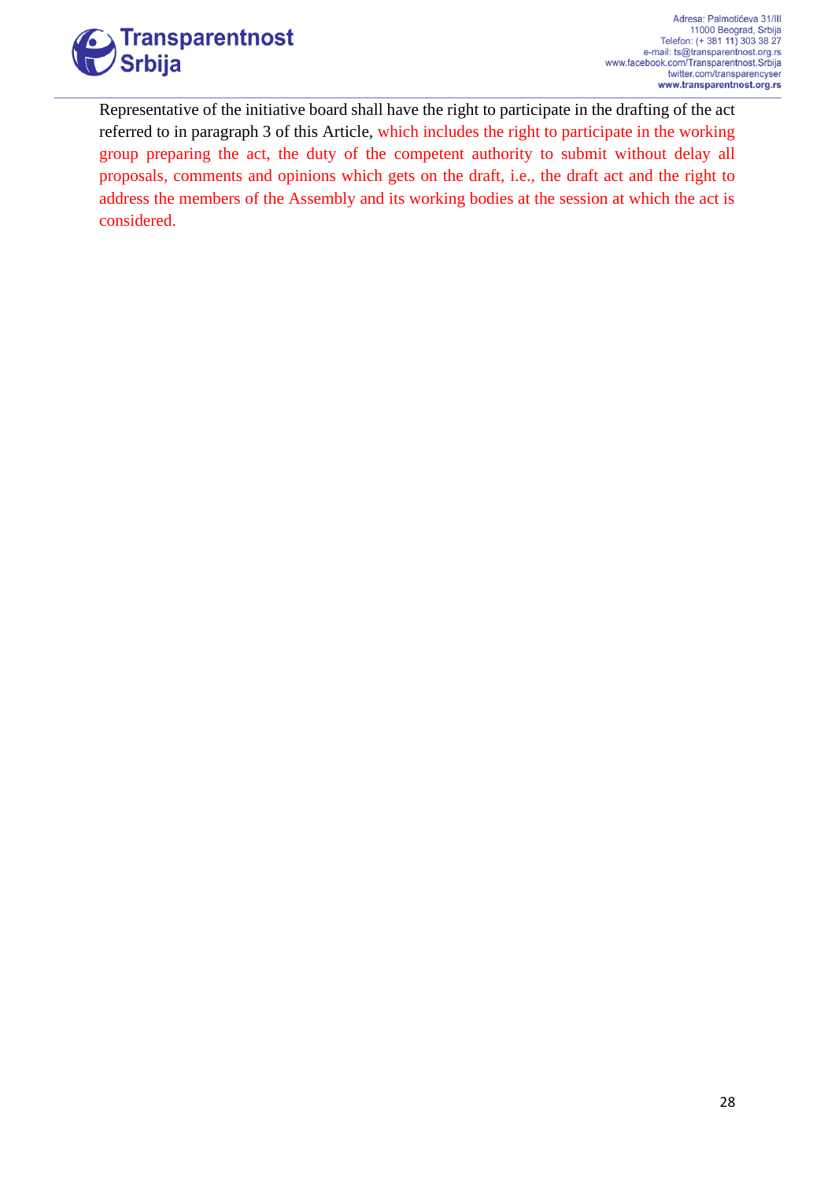Representative of the initiative board shall have the right to participate in the drafting of the act referred to in paragraph 3 of this Article, which includes the right to participate in the working group preparing the act, the duty of the competent authority to submit without delay all proposals, comments and opinions which gets on the draft, i.e., the draft act and the right to address the members of the Assembly and its working bodies at the session at which the act is considered.